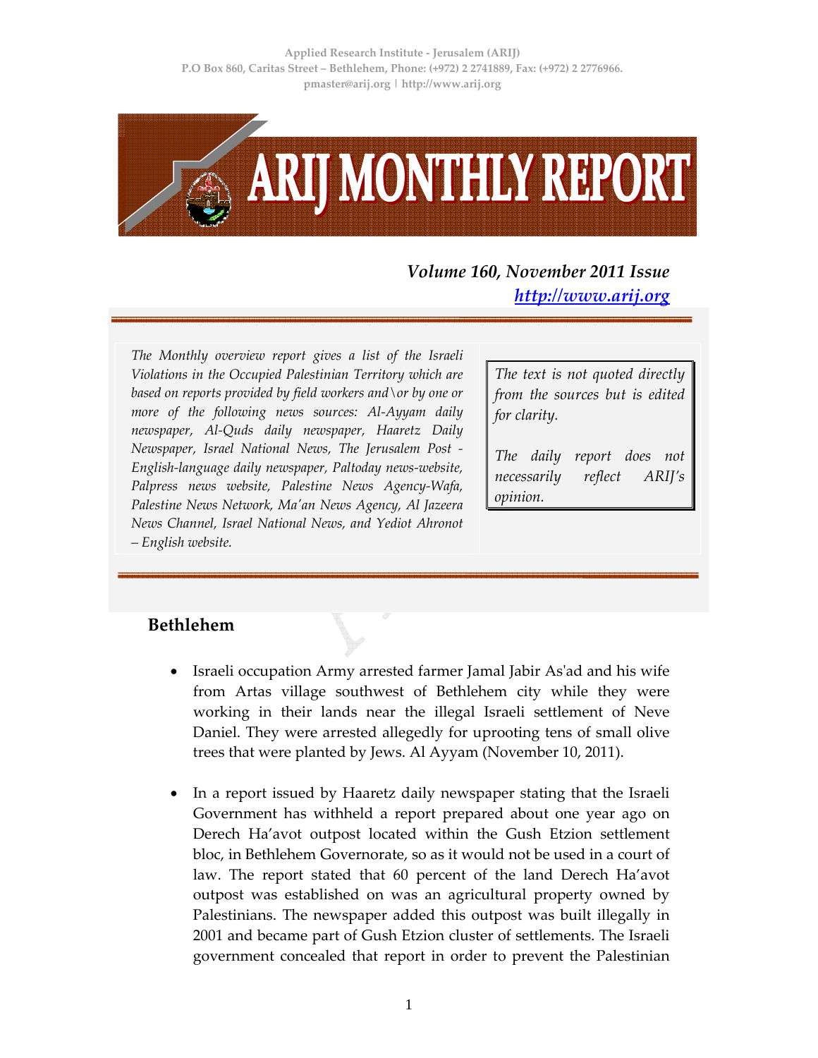Applied Research Institute - Jerusalem (ARIJ)
P.O Box 860, Caritas Street – Bethlehem, Phone: (+972) 2 2741889, Fax: (+972) 2 2776966.
pmaster@arij.org | http://www.arij.org

# ARIJ MONTHLY REPORT

*Volume 160, November 2011 Issue*
*http://www.arij.org*

*The Monthly overview report gives a list of the Israeli Violations in the Occupied Palestinian Territory which are based on reports provided by field workers and\or by one or more of the following news sources: Al-Ayyam daily newspaper, Al-Quds daily newspaper, Haaretz Daily Newspaper, Israel National News, The Jerusalem Post - English-language daily newspaper, Paltoday news-website, Palpress news website, Palestine News Agency-Wafa, Palestine News Network, Ma'an News Agency, Al Jazeera News Channel, Israel National News, and Yediot Ahronot – English website.*

*The text is not quoted directly from the sources but is edited for clarity.*

*The daily report does not necessarily reflect ARIJ's opinion.*

## Bethlehem

- Israeli occupation Army arrested farmer Jamal Jabir As'ad and his wife from Artas village southwest of Bethlehem city while they were working in their lands near the illegal Israeli settlement of Neve Daniel. They were arrested allegedly for uprooting tens of small olive trees that were planted by Jews. Al Ayyam (November 10, 2011).

- In a report issued by Haaretz daily newspaper stating that the Israeli Government has withheld a report prepared about one year ago on Derech Ha'avot outpost located within the Gush Etzion settlement bloc, in Bethlehem Governorate, so as it would not be used in a court of law. The report stated that 60 percent of the land Derech Ha'avot outpost was established on was an agricultural property owned by Palestinians. The newspaper added this outpost was built illegally in 2001 and became part of Gush Etzion cluster of settlements. The Israeli government concealed that report in order to prevent the Palestinian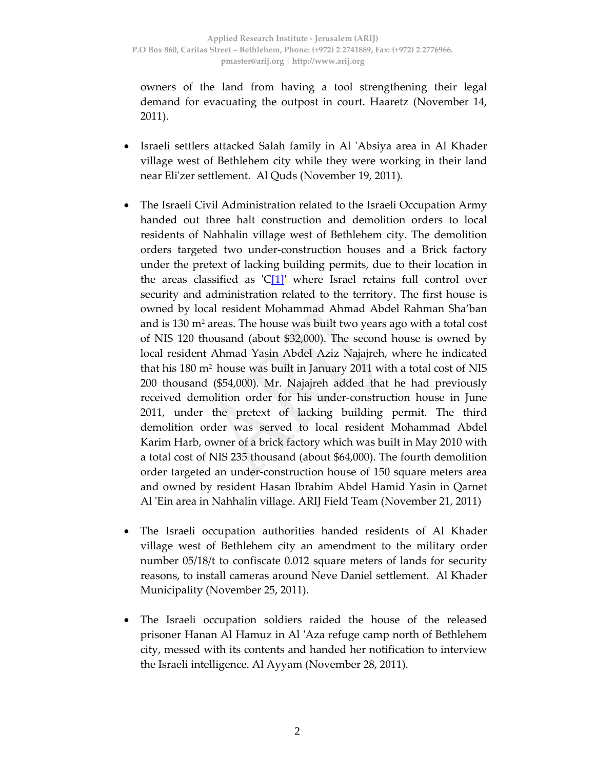owners of the land from having a tool strengthening their legal demand for evacuating the outpost in court. Haaretz (November 14, 2011).

- Israeli settlers attacked Salah family in Al 'Absiya area in Al Khader village west of Bethlehem city while they were working in their land near Eli'zer settlement. Al Quds (November 19, 2011).

- The Israeli Civil Administration related to the Israeli Occupation Army handed out three halt construction and demolition orders to local residents of Nahhalin village west of Bethlehem city. The demolition orders targeted two under-construction houses and a Brick factory under the pretext of lacking building permits, due to their location in the areas classified as 'C[1]' where Israel retains full control over security and administration related to the territory. The first house is owned by local resident Mohammad Ahmad Abdel Rahman Sha'ban and is 130 $m^2$ areas. The house was built two years ago with a total cost of NIS 120 thousand (about $32,000). The second house is owned by local resident Ahmad Yasin Abdel Aziz Najajreh, where he indicated that his 180 $m^2$ house was built in January 2011 with a total cost of NIS 200 thousand ($54,000). Mr. Najajreh added that he had previously received demolition order for his under-construction house in June 2011, under the pretext of lacking building permit. The third demolition order was served to local resident Mohammad Abdel Karim Harb, owner of a brick factory which was built in May 2010 with a total cost of NIS 235 thousand (about $64,000). The fourth demolition order targeted an under-construction house of 150 square meters area and owned by resident Hasan Ibrahim Abdel Hamid Yasin in Qarnet Al 'Ein area in Nahhalin village. ARIJ Field Team (November 21, 2011)

- The Israeli occupation authorities handed residents of Al Khader village west of Bethlehem city an amendment to the military order number 05/18/t to confiscate 0.012 square meters of lands for security reasons, to install cameras around Neve Daniel settlement. Al Khader Municipality (November 25, 2011).

- The Israeli occupation soldiers raided the house of the released prisoner Hanan Al Hamuz in Al 'Aza refuge camp north of Bethlehem city, messed with its contents and handed her notification to interview the Israeli intelligence. Al Ayyam (November 28, 2011).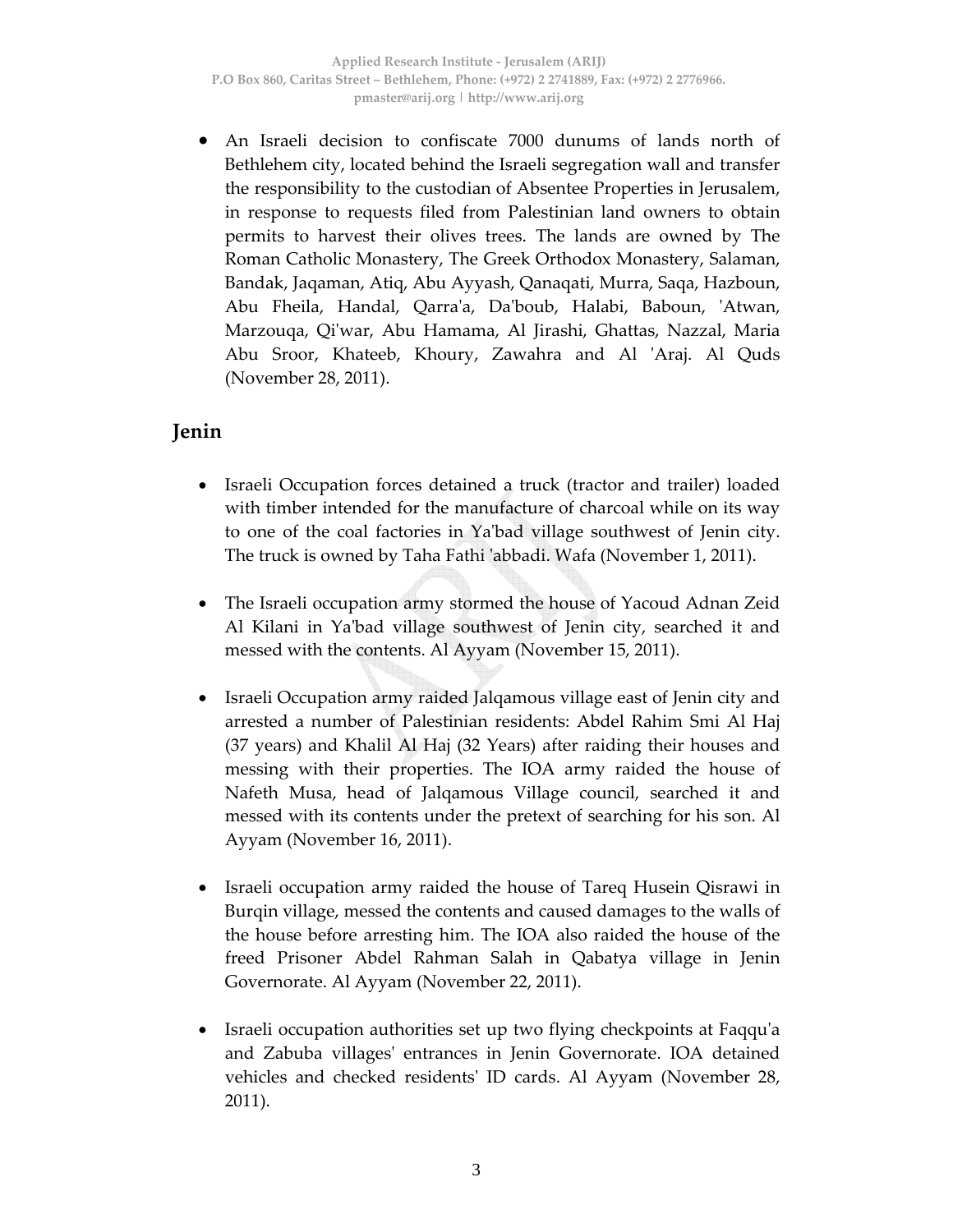- An Israeli decision to confiscate 7000 dunums of lands north of Bethlehem city, located behind the Israeli segregation wall and transfer the responsibility to the custodian of Absentee Properties in Jerusalem, in response to requests filed from Palestinian land owners to obtain permits to harvest their olives trees. The lands are owned by The Roman Catholic Monastery, The Greek Orthodox Monastery, Salaman, Bandak, Jaqaman, Atiq, Abu Ayyash, Qanaqati, Murra, Saqa, Hazboun, Abu Fheila, Handal, Qarra'a, Da'boub, Halabi, Baboun, 'Atwan, Marzouqa, Qi'war, Abu Hamama, Al Jirashi, Ghattas, Nazzal, Maria Abu Sroor, Khateeb, Khoury, Zawahra and Al 'Araj. Al Quds (November 28, 2011).

## Jenin

- Israeli Occupation forces detained a truck (tractor and trailer) loaded with timber intended for the manufacture of charcoal while on its way to one of the coal factories in Ya'bad village southwest of Jenin city. The truck is owned by Taha Fathi 'abbadi. Wafa (November 1, 2011).

- The Israeli occupation army stormed the house of Yacoud Adnan Zeid Al Kilani in Ya'bad village southwest of Jenin city, searched it and messed with the contents. Al Ayyam (November 15, 2011).

- Israeli Occupation army raided Jalqamous village east of Jenin city and arrested a number of Palestinian residents: Abdel Rahim Smi Al Haj (37 years) and Khalil Al Haj (32 Years) after raiding their houses and messing with their properties. The IOA army raided the house of Nafeth Musa, head of Jalqamous Village council, searched it and messed with its contents under the pretext of searching for his son. Al Ayyam (November 16, 2011).

- Israeli occupation army raided the house of Tareq Husein Qisrawi in Burqin village, messed the contents and caused damages to the walls of the house before arresting him. The IOA also raided the house of the freed Prisoner Abdel Rahman Salah in Qabatya village in Jenin Governorate. Al Ayyam (November 22, 2011).

- Israeli occupation authorities set up two flying checkpoints at Faqqu'a and Zabuba villages' entrances in Jenin Governorate. IOA detained vehicles and checked residents' ID cards. Al Ayyam (November 28, 2011).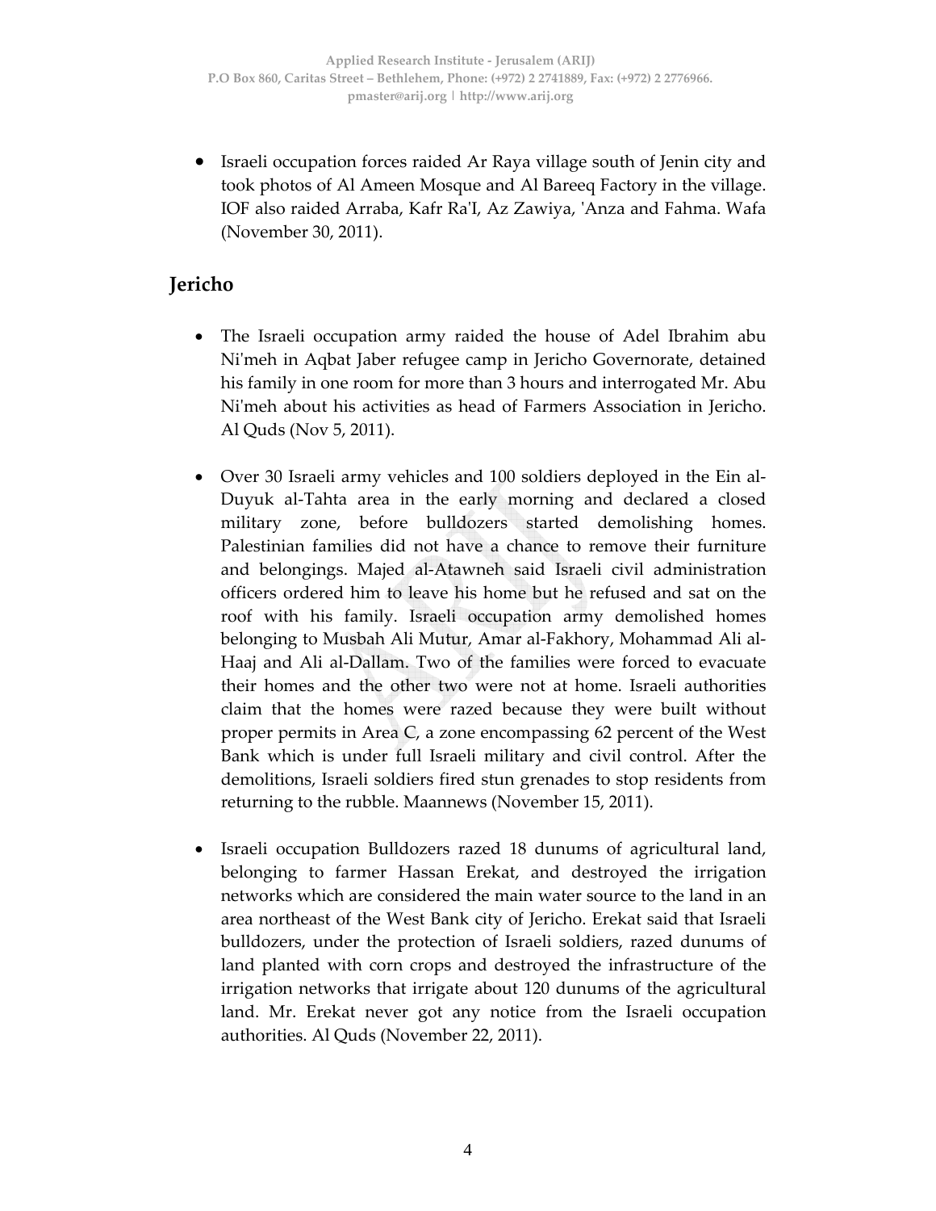- Israeli occupation forces raided Ar Raya village south of Jenin city and took photos of Al Ameen Mosque and Al Bareeq Factory in the village. IOF also raided Arraba, Kafr Ra'I, Az Zawiya, 'Anza and Fahma. Wafa (November 30, 2011).

## Jericho

- The Israeli occupation army raided the house of Adel Ibrahim abu Ni'meh in Aqbat Jaber refugee camp in Jericho Governorate, detained his family in one room for more than 3 hours and interrogated Mr. Abu Ni'meh about his activities as head of Farmers Association in Jericho. Al Quds (Nov 5, 2011).

- Over 30 Israeli army vehicles and 100 soldiers deployed in the Ein al-Duyuk al-Tahta area in the early morning and declared a closed military zone, before bulldozers started demolishing homes. Palestinian families did not have a chance to remove their furniture and belongings. Majed al-Atawneh said Israeli civil administration officers ordered him to leave his home but he refused and sat on the roof with his family. Israeli occupation army demolished homes belonging to Musbah Ali Mutur, Amar al-Fakhory, Mohammad Ali al-Haaj and Ali al-Dallam. Two of the families were forced to evacuate their homes and the other two were not at home. Israeli authorities claim that the homes were razed because they were built without proper permits in Area C, a zone encompassing 62 percent of the West Bank which is under full Israeli military and civil control. After the demolitions, Israeli soldiers fired stun grenades to stop residents from returning to the rubble. Maannews (November 15, 2011).

- Israeli occupation Bulldozers razed 18 dunums of agricultural land, belonging to farmer Hassan Erekat, and destroyed the irrigation networks which are considered the main water source to the land in an area northeast of the West Bank city of Jericho. Erekat said that Israeli bulldozers, under the protection of Israeli soldiers, razed dunums of land planted with corn crops and destroyed the infrastructure of the irrigation networks that irrigate about 120 dunums of the agricultural land. Mr. Erekat never got any notice from the Israeli occupation authorities. Al Quds (November 22, 2011).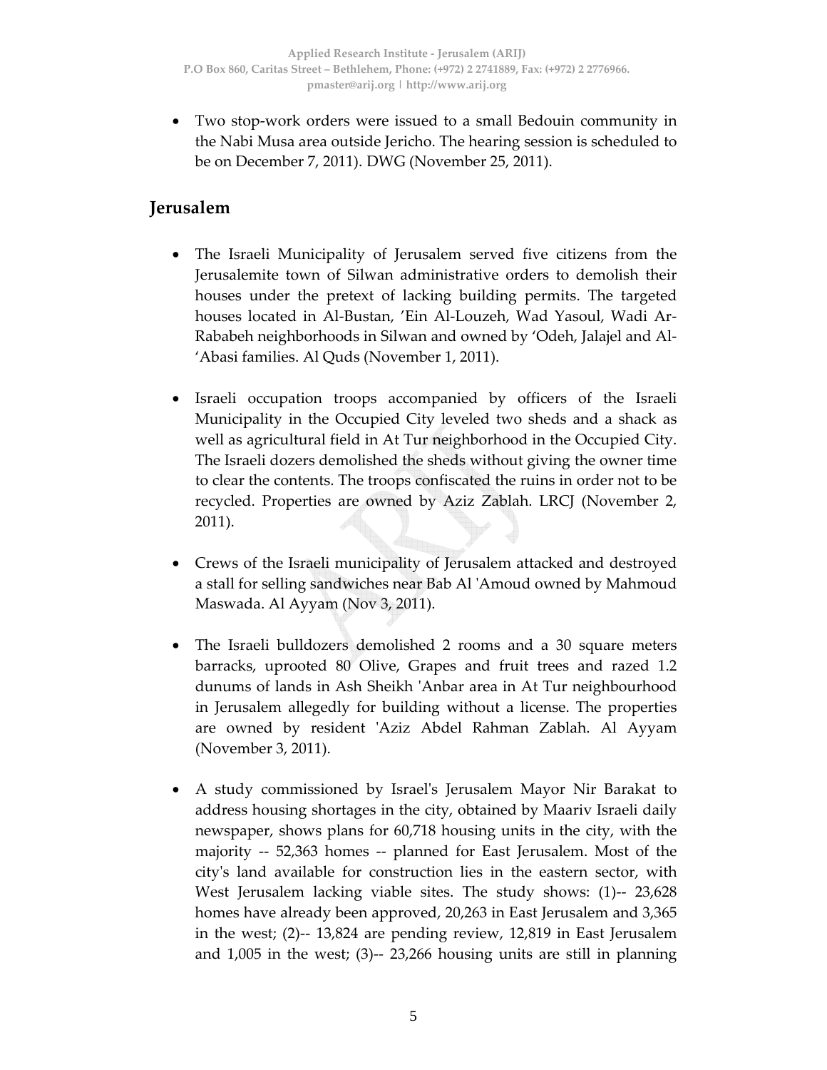- Two stop-work orders were issued to a small Bedouin community in the Nabi Musa area outside Jericho. The hearing session is scheduled to be on December 7, 2011). DWG (November 25, 2011).

## Jerusalem

- The Israeli Municipality of Jerusalem served five citizens from the Jerusalemite town of Silwan administrative orders to demolish their houses under the pretext of lacking building permits. The targeted houses located in Al-Bustan, 'Ein Al-Louzeh, Wad Yasoul, Wadi Ar-Rababeh neighborhoods in Silwan and owned by 'Odeh, Jalajel and Al-'Abasi families. Al Quds (November 1, 2011).

- Israeli occupation troops accompanied by officers of the Israeli Municipality in the Occupied City leveled two sheds and a shack as well as agricultural field in At Tur neighborhood in the Occupied City. The Israeli dozers demolished the sheds without giving the owner time to clear the contents. The troops confiscated the ruins in order not to be recycled. Properties are owned by Aziz Zablah. LRCJ (November 2, 2011).

- Crews of the Israeli municipality of Jerusalem attacked and destroyed a stall for selling sandwiches near Bab Al 'Amoud owned by Mahmoud Maswada. Al Ayyam (Nov 3, 2011).

- The Israeli bulldozers demolished 2 rooms and a 30 square meters barracks, uprooted 80 Olive, Grapes and fruit trees and razed 1.2 dunums of lands in Ash Sheikh 'Anbar area in At Tur neighbourhood in Jerusalem allegedly for building without a license. The properties are owned by resident 'Aziz Abdel Rahman Zablah. Al Ayyam (November 3, 2011).

- A study commissioned by Israel's Jerusalem Mayor Nir Barakat to address housing shortages in the city, obtained by Maariv Israeli daily newspaper, shows plans for 60,718 housing units in the city, with the majority -- 52,363 homes -- planned for East Jerusalem. Most of the city's land available for construction lies in the eastern sector, with West Jerusalem lacking viable sites. The study shows: (1)-- 23,628 homes have already been approved, 20,263 in East Jerusalem and 3,365 in the west; (2)-- 13,824 are pending review, 12,819 in East Jerusalem and 1,005 in the west; (3)-- 23,266 housing units are still in planning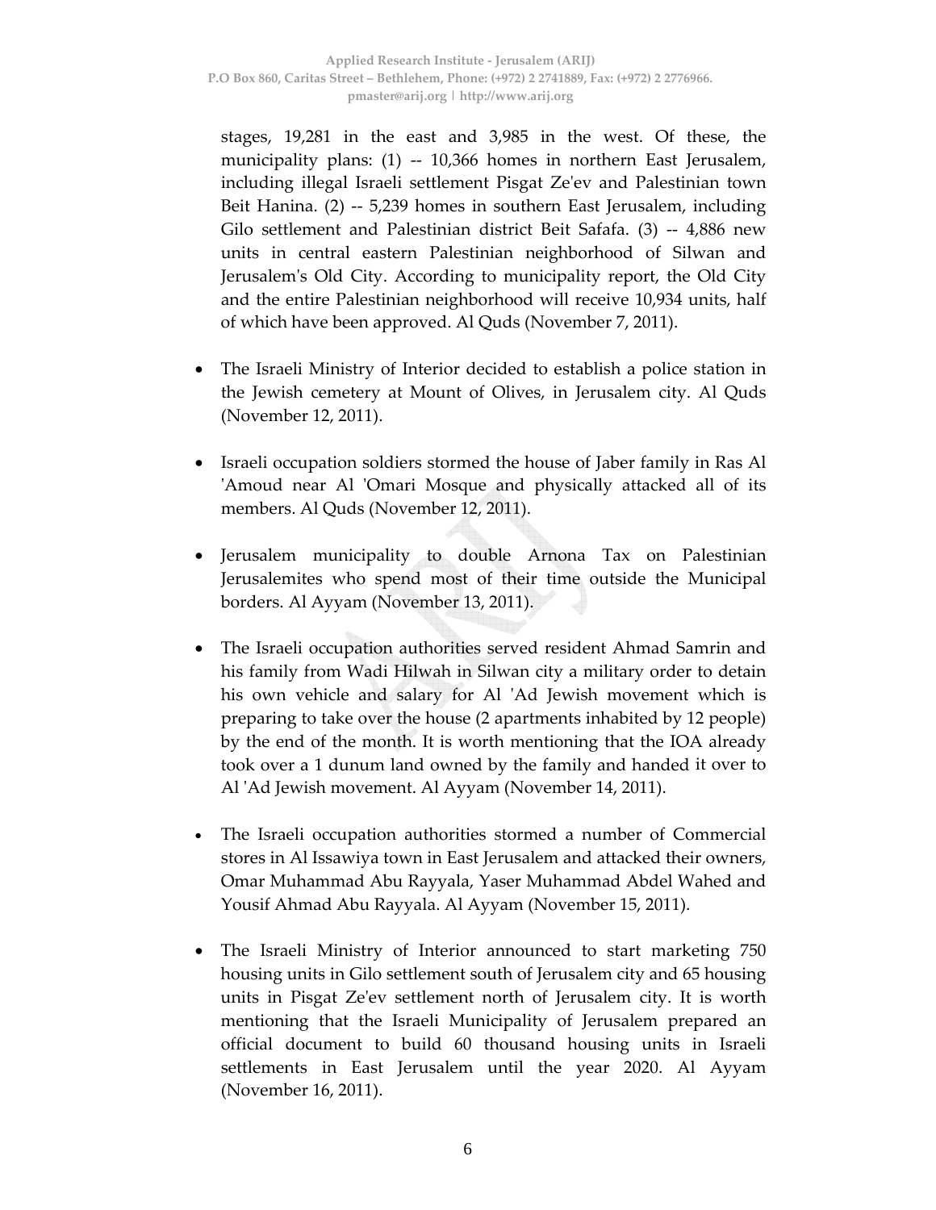stages, 19,281 in the east and 3,985 in the west. Of these, the municipality plans: (1) -- 10,366 homes in northern East Jerusalem, including illegal Israeli settlement Pisgat Ze'ev and Palestinian town Beit Hanina. (2) -- 5,239 homes in southern East Jerusalem, including Gilo settlement and Palestinian district Beit Safafa. (3) -- 4,886 new units in central eastern Palestinian neighborhood of Silwan and Jerusalem's Old City. According to municipality report, the Old City and the entire Palestinian neighborhood will receive 10,934 units, half of which have been approved. Al Quds (November 7, 2011).

- The Israeli Ministry of Interior decided to establish a police station in the Jewish cemetery at Mount of Olives, in Jerusalem city. Al Quds (November 12, 2011).

- Israeli occupation soldiers stormed the house of Jaber family in Ras Al 'Amoud near Al 'Omari Mosque and physically attacked all of its members. Al Quds (November 12, 2011).

- Jerusalem municipality to double Arnona Tax on Palestinian Jerusalemites who spend most of their time outside the Municipal borders. Al Ayyam (November 13, 2011).

- The Israeli occupation authorities served resident Ahmad Samrin and his family from Wadi Hilwah in Silwan city a military order to detain his own vehicle and salary for Al 'Ad Jewish movement which is preparing to take over the house (2 apartments inhabited by 12 people) by the end of the month. It is worth mentioning that the IOA already took over a 1 dunum land owned by the family and handed it over to Al 'Ad Jewish movement. Al Ayyam (November 14, 2011).

- The Israeli occupation authorities stormed a number of Commercial stores in Al Issawiya town in East Jerusalem and attacked their owners, Omar Muhammad Abu Rayyala, Yaser Muhammad Abdel Wahed and Yousif Ahmad Abu Rayyala. Al Ayyam (November 15, 2011).

- The Israeli Ministry of Interior announced to start marketing 750 housing units in Gilo settlement south of Jerusalem city and 65 housing units in Pisgat Ze'ev settlement north of Jerusalem city. It is worth mentioning that the Israeli Municipality of Jerusalem prepared an official document to build 60 thousand housing units in Israeli settlements in East Jerusalem until the year 2020. Al Ayyam (November 16, 2011).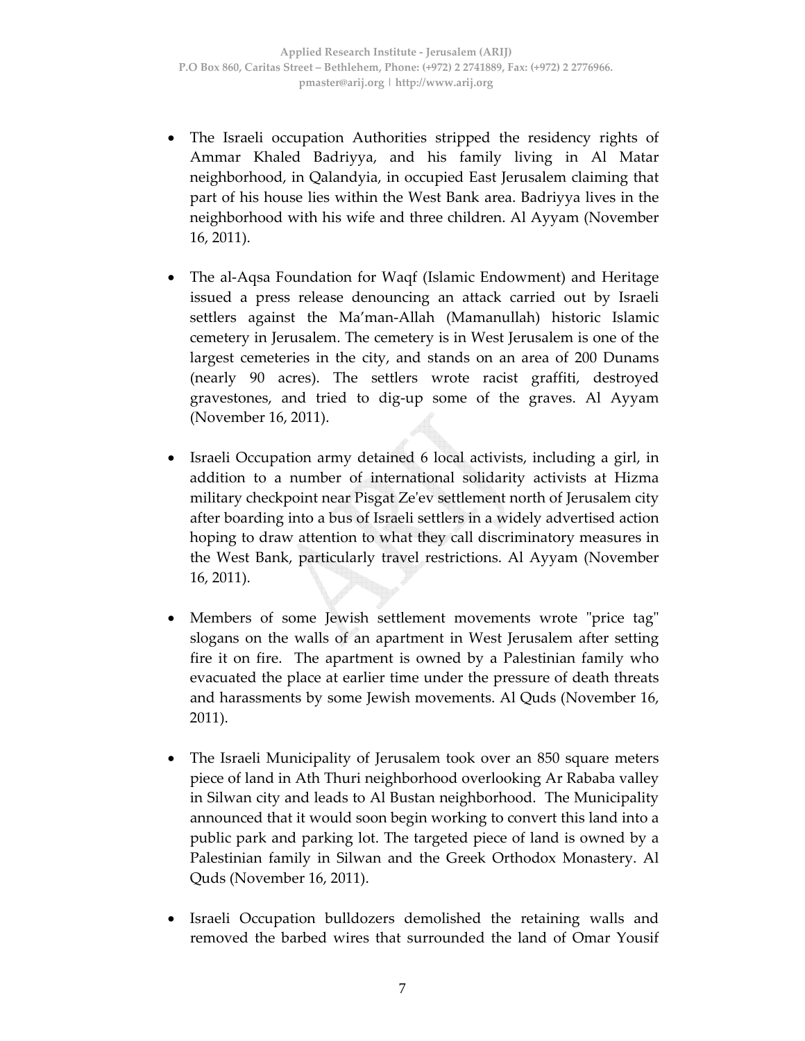- The Israeli occupation Authorities stripped the residency rights of Ammar Khaled Badriyya, and his family living in Al Matar neighborhood, in Qalandyia, in occupied East Jerusalem claiming that part of his house lies within the West Bank area. Badriyya lives in the neighborhood with his wife and three children. Al Ayyam (November 16, 2011).

- The al-Aqsa Foundation for Waqf (Islamic Endowment) and Heritage issued a press release denouncing an attack carried out by Israeli settlers against the Ma'man-Allah (Mamanullah) historic Islamic cemetery in Jerusalem. The cemetery is in West Jerusalem is one of the largest cemeteries in the city, and stands on an area of 200 Dunams (nearly 90 acres). The settlers wrote racist graffiti, destroyed gravestones, and tried to dig-up some of the graves. Al Ayyam (November 16, 2011).

- Israeli Occupation army detained 6 local activists, including a girl, in addition to a number of international solidarity activists at Hizma military checkpoint near Pisgat Ze'ev settlement north of Jerusalem city after boarding into a bus of Israeli settlers in a widely advertised action hoping to draw attention to what they call discriminatory measures in the West Bank, particularly travel restrictions. Al Ayyam (November 16, 2011).

- Members of some Jewish settlement movements wrote "price tag" slogans on the walls of an apartment in West Jerusalem after setting fire it on fire. The apartment is owned by a Palestinian family who evacuated the place at earlier time under the pressure of death threats and harassments by some Jewish movements. Al Quds (November 16, 2011).

- The Israeli Municipality of Jerusalem took over an 850 square meters piece of land in Ath Thuri neighborhood overlooking Ar Rababa valley in Silwan city and leads to Al Bustan neighborhood. The Municipality announced that it would soon begin working to convert this land into a public park and parking lot. The targeted piece of land is owned by a Palestinian family in Silwan and the Greek Orthodox Monastery. Al Quds (November 16, 2011).

- Israeli Occupation bulldozers demolished the retaining walls and removed the barbed wires that surrounded the land of Omar Yousif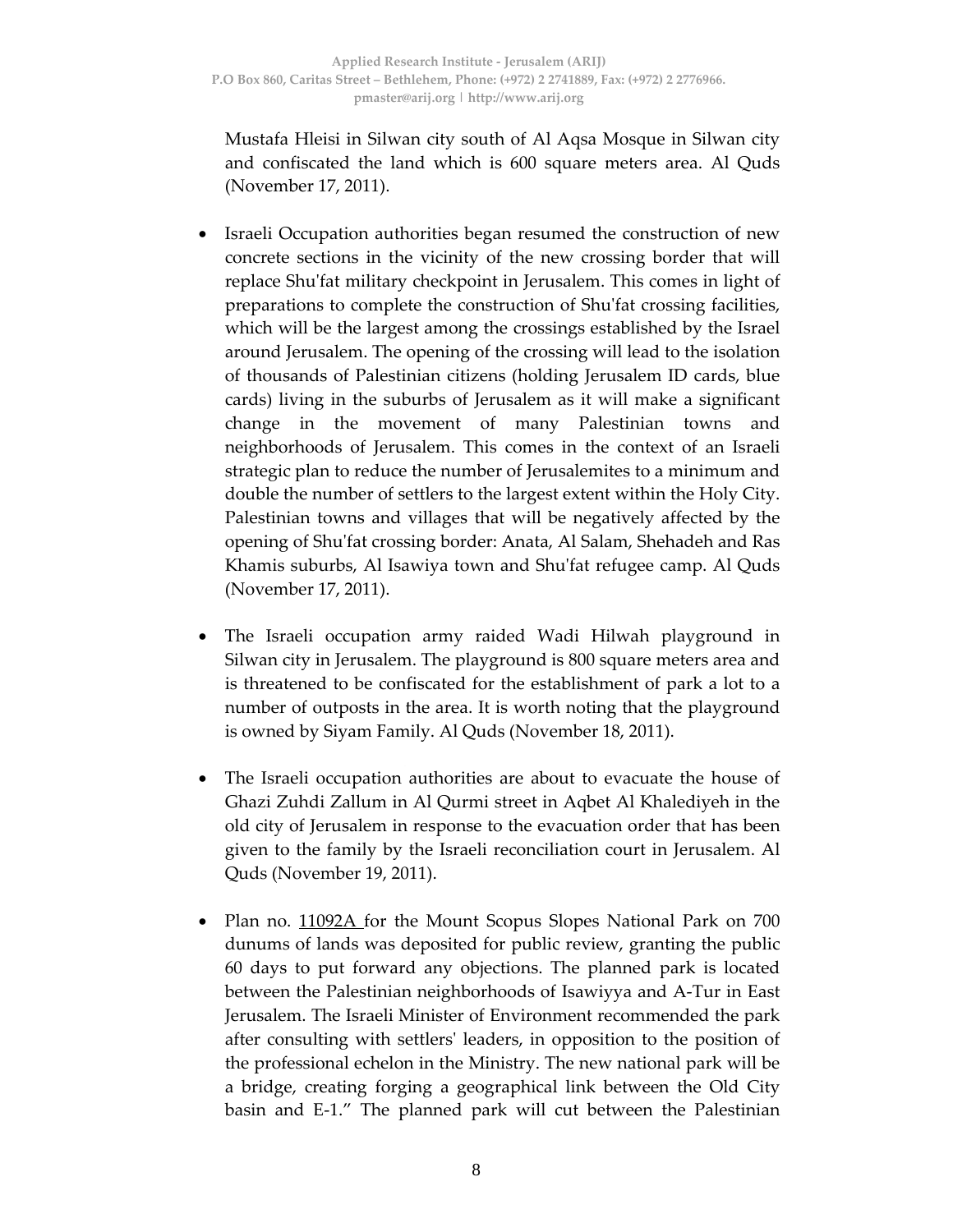Mustafa Hleisi in Silwan city south of Al Aqsa Mosque in Silwan city and confiscated the land which is 600 square meters area. Al Quds (November 17, 2011).

- Israeli Occupation authorities began resumed the construction of new concrete sections in the vicinity of the new crossing border that will replace Shu'fat military checkpoint in Jerusalem. This comes in light of preparations to complete the construction of Shu'fat crossing facilities, which will be the largest among the crossings established by the Israel around Jerusalem. The opening of the crossing will lead to the isolation of thousands of Palestinian citizens (holding Jerusalem ID cards, blue cards) living in the suburbs of Jerusalem as it will make a significant change in the movement of many Palestinian towns and neighborhoods of Jerusalem. This comes in the context of an Israeli strategic plan to reduce the number of Jerusalemites to a minimum and double the number of settlers to the largest extent within the Holy City. Palestinian towns and villages that will be negatively affected by the opening of Shu'fat crossing border: Anata, Al Salam, Shehadeh and Ras Khamis suburbs, Al Isawiya town and Shu'fat refugee camp. Al Quds (November 17, 2011).

- The Israeli occupation army raided Wadi Hilwah playground in Silwan city in Jerusalem. The playground is 800 square meters area and is threatened to be confiscated for the establishment of park a lot to a number of outposts in the area. It is worth noting that the playground is owned by Siyam Family. Al Quds (November 18, 2011).

- The Israeli occupation authorities are about to evacuate the house of Ghazi Zuhdi Zallum in Al Qurmi street in Aqbet Al Khalediyeh in the old city of Jerusalem in response to the evacuation order that has been given to the family by the Israeli reconciliation court in Jerusalem. Al Quds (November 19, 2011).

- Plan no. 11092A for the Mount Scopus Slopes National Park on 700 dunums of lands was deposited for public review, granting the public 60 days to put forward any objections. The planned park is located between the Palestinian neighborhoods of Isawiyya and A-Tur in East Jerusalem. The Israeli Minister of Environment recommended the park after consulting with settlers' leaders, in opposition to the position of the professional echelon in the Ministry. The new national park will be a bridge, creating forging a geographical link between the Old City basin and E-1." The planned park will cut between the Palestinian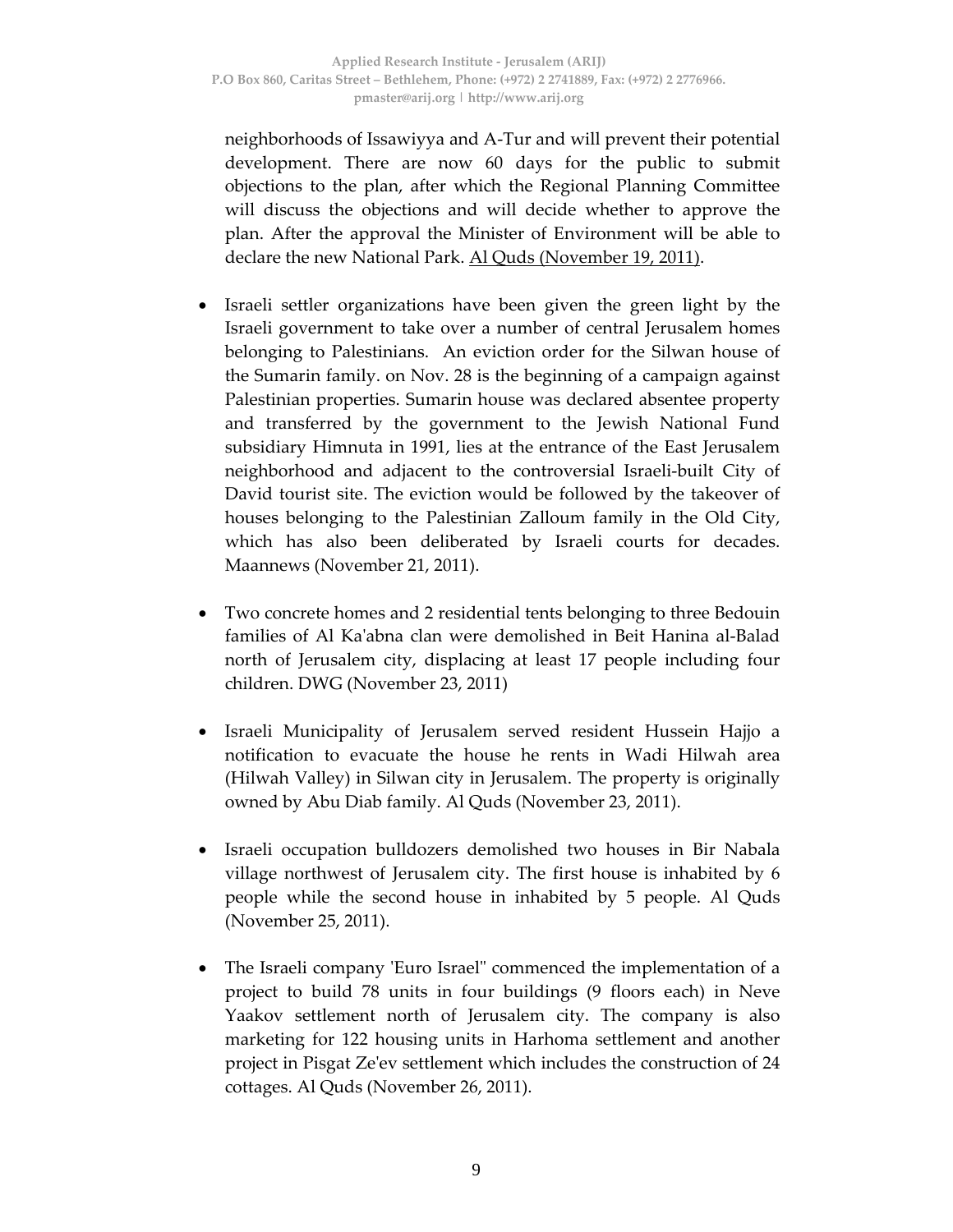neighborhoods of Issawiyya and A-Tur and will prevent their potential development. There are now 60 days for the public to submit objections to the plan, after which the Regional Planning Committee will discuss the objections and will decide whether to approve the plan. After the approval the Minister of Environment will be able to declare the new National Park. Al Quds (November 19, 2011).

- Israeli settler organizations have been given the green light by the Israeli government to take over a number of central Jerusalem homes belonging to Palestinians. An eviction order for the Silwan house of the Sumarin family. on Nov. 28 is the beginning of a campaign against Palestinian properties. Sumarin house was declared absentee property and transferred by the government to the Jewish National Fund subsidiary Himnuta in 1991, lies at the entrance of the East Jerusalem neighborhood and adjacent to the controversial Israeli-built City of David tourist site. The eviction would be followed by the takeover of houses belonging to the Palestinian Zalloum family in the Old City, which has also been deliberated by Israeli courts for decades. Maannews (November 21, 2011).

- Two concrete homes and 2 residential tents belonging to three Bedouin families of Al Ka'abna clan were demolished in Beit Hanina al-Balad north of Jerusalem city, displacing at least 17 people including four children. DWG (November 23, 2011)

- Israeli Municipality of Jerusalem served resident Hussein Hajjo a notification to evacuate the house he rents in Wadi Hilwah area (Hilwah Valley) in Silwan city in Jerusalem. The property is originally owned by Abu Diab family. Al Quds (November 23, 2011).

- Israeli occupation bulldozers demolished two houses in Bir Nabala village northwest of Jerusalem city. The first house is inhabited by 6 people while the second house in inhabited by 5 people. Al Quds (November 25, 2011).

- The Israeli company 'Euro Israel" commenced the implementation of a project to build 78 units in four buildings (9 floors each) in Neve Yaakov settlement north of Jerusalem city. The company is also marketing for 122 housing units in Harhoma settlement and another project in Pisgat Ze'ev settlement which includes the construction of 24 cottages. Al Quds (November 26, 2011).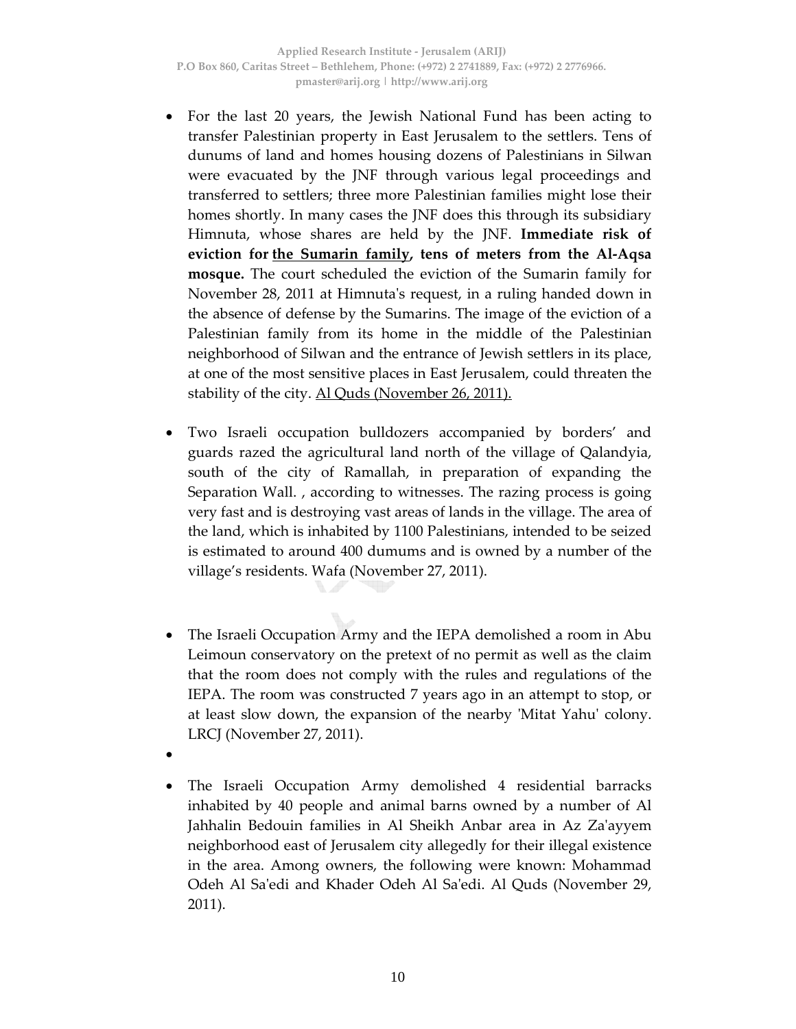- For the last 20 years, the Jewish National Fund has been acting to transfer Palestinian property in East Jerusalem to the settlers. Tens of dunums of land and homes housing dozens of Palestinians in Silwan were evacuated by the JNF through various legal proceedings and transferred to settlers; three more Palestinian families might lose their homes shortly. In many cases the JNF does this through its subsidiary Himnuta, whose shares are held by the JNF. **Immediate risk of eviction for the Sumarin family, tens of meters from the Al-Aqsa mosque.** The court scheduled the eviction of the Sumarin family for November 28, 2011 at Himnuta's request, in a ruling handed down in the absence of defense by the Sumarins. The image of the eviction of a Palestinian family from its home in the middle of the Palestinian neighborhood of Silwan and the entrance of Jewish settlers in its place, at one of the most sensitive places in East Jerusalem, could threaten the stability of the city. Al Quds (November 26, 2011).

- Two Israeli occupation bulldozers accompanied by borders' and guards razed the agricultural land north of the village of Qalandyia, south of the city of Ramallah, in preparation of expanding the Separation Wall. , according to witnesses. The razing process is going very fast and is destroying vast areas of lands in the village. The area of the land, which is inhabited by 1100 Palestinians, intended to be seized is estimated to around 400 dumums and is owned by a number of the village's residents. Wafa (November 27, 2011).

- The Israeli Occupation Army and the IEPA demolished a room in Abu Leimoun conservatory on the pretext of no permit as well as the claim that the room does not comply with the rules and regulations of the IEPA. The room was constructed 7 years ago in an attempt to stop, or at least slow down, the expansion of the nearby 'Mitat Yahu' colony. LRCJ (November 27, 2011).

- The Israeli Occupation Army demolished 4 residential barracks inhabited by 40 people and animal barns owned by a number of Al Jahhalin Bedouin families in Al Sheikh Anbar area in Az Za'ayyem neighborhood east of Jerusalem city allegedly for their illegal existence in the area. Among owners, the following were known: Mohammad Odeh Al Sa'edi and Khader Odeh Al Sa'edi. Al Quds (November 29, 2011).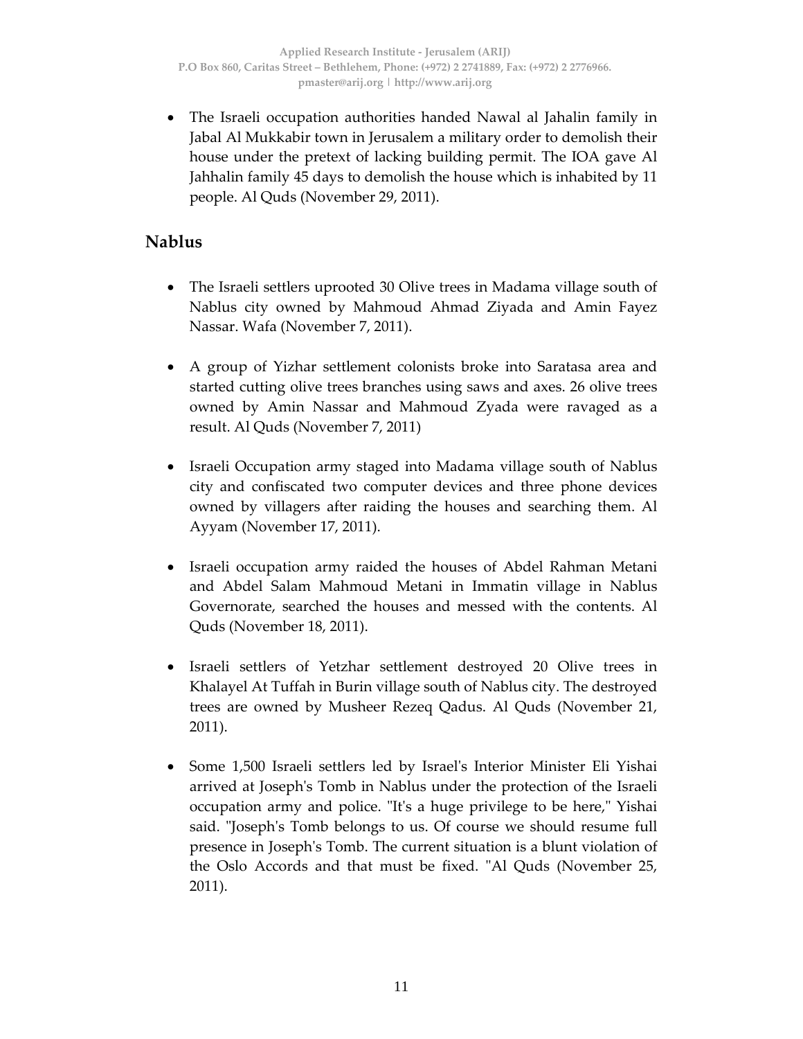- The Israeli occupation authorities handed Nawal al Jahalin family in Jabal Al Mukkabir town in Jerusalem a military order to demolish their house under the pretext of lacking building permit. The IOA gave Al Jahhalin family 45 days to demolish the house which is inhabited by 11 people. Al Quds (November 29, 2011).

## Nablus

- The Israeli settlers uprooted 30 Olive trees in Madama village south of Nablus city owned by Mahmoud Ahmad Ziyada and Amin Fayez Nassar. Wafa (November 7, 2011).

- A group of Yizhar settlement colonists broke into Saratasa area and started cutting olive trees branches using saws and axes. 26 olive trees owned by Amin Nassar and Mahmoud Zyada were ravaged as a result. Al Quds (November 7, 2011)

- Israeli Occupation army staged into Madama village south of Nablus city and confiscated two computer devices and three phone devices owned by villagers after raiding the houses and searching them. Al Ayyam (November 17, 2011).

- Israeli occupation army raided the houses of Abdel Rahman Metani and Abdel Salam Mahmoud Metani in Immatin village in Nablus Governorate, searched the houses and messed with the contents. Al Quds (November 18, 2011).

- Israeli settlers of Yetzhar settlement destroyed 20 Olive trees in Khalayel At Tuffah in Burin village south of Nablus city. The destroyed trees are owned by Musheer Rezeq Qadus. Al Quds (November 21, 2011).

- Some 1,500 Israeli settlers led by Israel's Interior Minister Eli Yishai arrived at Joseph's Tomb in Nablus under the protection of the Israeli occupation army and police. "It's a huge privilege to be here," Yishai said. "Joseph's Tomb belongs to us. Of course we should resume full presence in Joseph's Tomb. The current situation is a blunt violation of the Oslo Accords and that must be fixed. "Al Quds (November 25, 2011).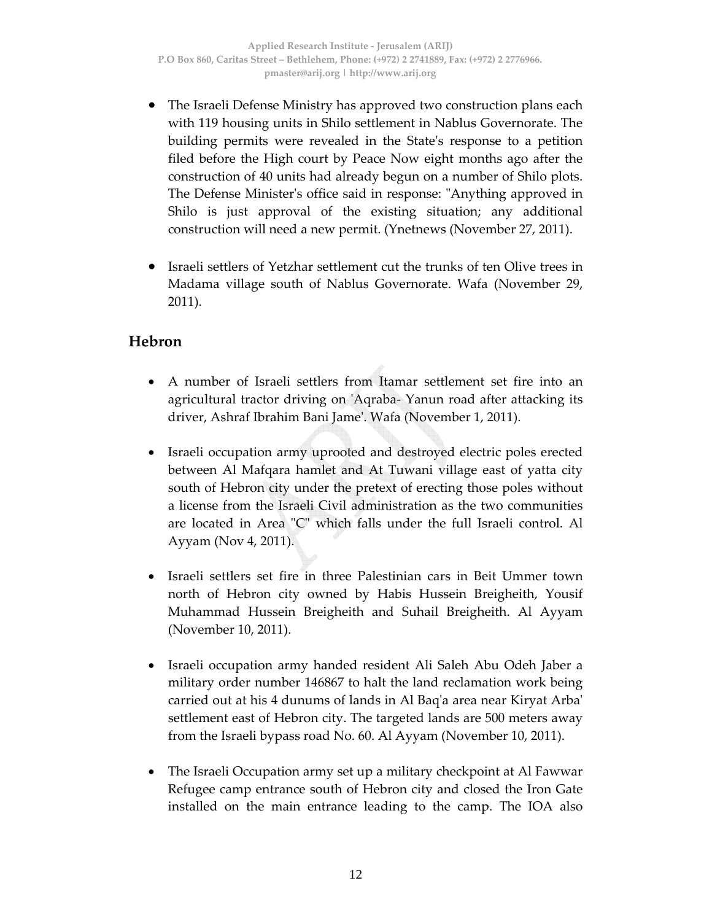- The Israeli Defense Ministry has approved two construction plans each with 119 housing units in Shilo settlement in Nablus Governorate. The building permits were revealed in the State's response to a petition filed before the High court by Peace Now eight months ago after the construction of 40 units had already begun on a number of Shilo plots. The Defense Minister's office said in response: "Anything approved in Shilo is just approval of the existing situation; any additional construction will need a new permit. (Ynetnews (November 27, 2011).

- Israeli settlers of Yetzhar settlement cut the trunks of ten Olive trees in Madama village south of Nablus Governorate. Wafa (November 29, 2011).

## Hebron

- A number of Israeli settlers from Itamar settlement set fire into an agricultural tractor driving on 'Aqraba- Yanun road after attacking its driver, Ashraf Ibrahim Bani Jame'. Wafa (November 1, 2011).

- Israeli occupation army uprooted and destroyed electric poles erected between Al Mafqara hamlet and At Tuwani village east of yatta city south of Hebron city under the pretext of erecting those poles without a license from the Israeli Civil administration as the two communities are located in Area "C" which falls under the full Israeli control. Al Ayyam (Nov 4, 2011).

- Israeli settlers set fire in three Palestinian cars in Beit Ummer town north of Hebron city owned by Habis Hussein Breigheith, Yousif Muhammad Hussein Breigheith and Suhail Breigheith. Al Ayyam (November 10, 2011).

- Israeli occupation army handed resident Ali Saleh Abu Odeh Jaber a military order number 146867 to halt the land reclamation work being carried out at his 4 dunums of lands in Al Baq'a area near Kiryat Arba' settlement east of Hebron city. The targeted lands are 500 meters away from the Israeli bypass road No. 60. Al Ayyam (November 10, 2011).

- The Israeli Occupation army set up a military checkpoint at Al Fawwar Refugee camp entrance south of Hebron city and closed the Iron Gate installed on the main entrance leading to the camp. The IOA also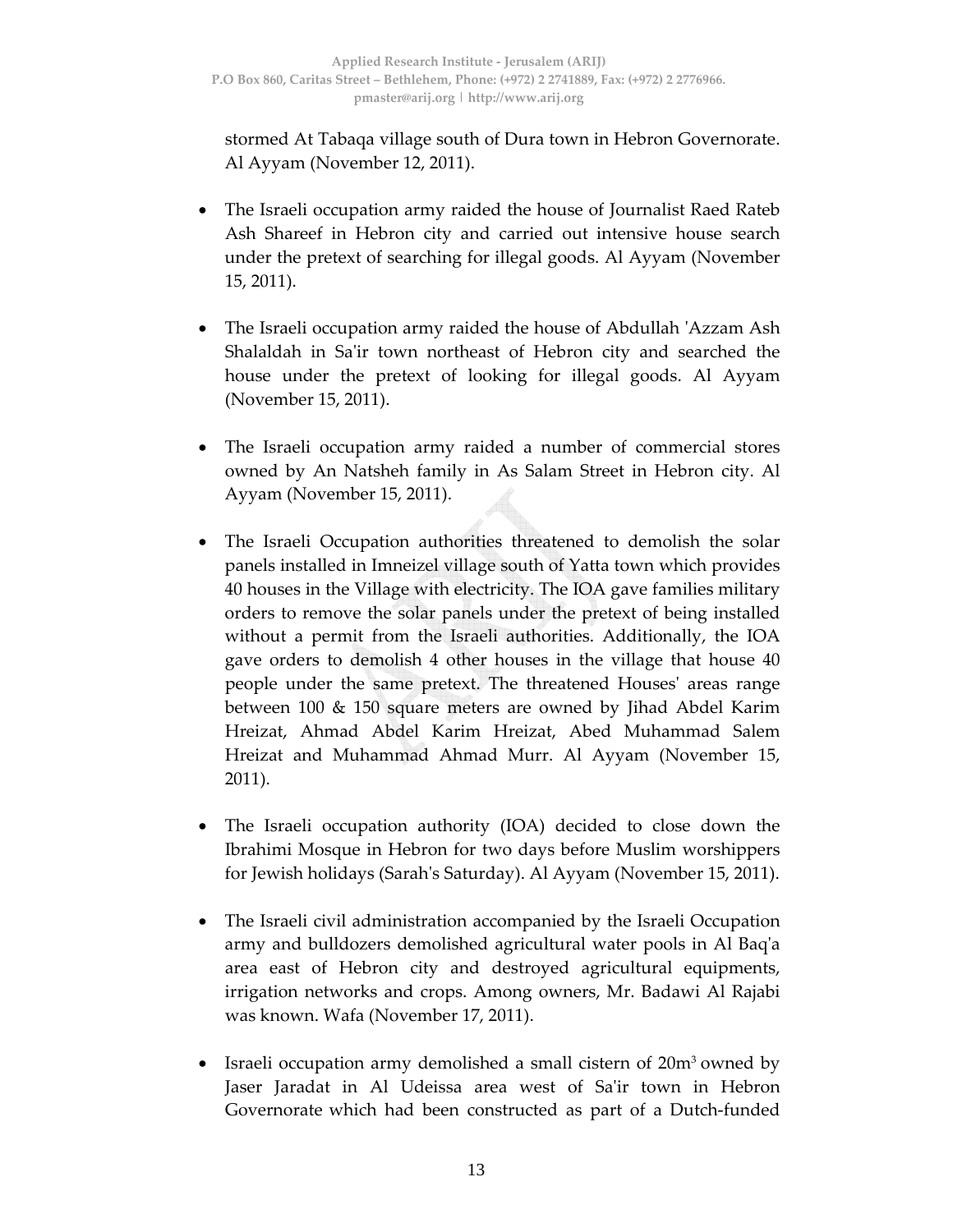stormed At Tabaqa village south of Dura town in Hebron Governorate. Al Ayyam (November 12, 2011).

- The Israeli occupation army raided the house of Journalist Raed Rateb Ash Shareef in Hebron city and carried out intensive house search under the pretext of searching for illegal goods. Al Ayyam (November 15, 2011).

- The Israeli occupation army raided the house of Abdullah 'Azzam Ash Shalaldah in Sa'ir town northeast of Hebron city and searched the house under the pretext of looking for illegal goods. Al Ayyam (November 15, 2011).

- The Israeli occupation army raided a number of commercial stores owned by An Natsheh family in As Salam Street in Hebron city. Al Ayyam (November 15, 2011).

- The Israeli Occupation authorities threatened to demolish the solar panels installed in Imneizel village south of Yatta town which provides 40 houses in the Village with electricity. The IOA gave families military orders to remove the solar panels under the pretext of being installed without a permit from the Israeli authorities. Additionally, the IOA gave orders to demolish 4 other houses in the village that house 40 people under the same pretext. The threatened Houses' areas range between 100 & 150 square meters are owned by Jihad Abdel Karim Hreizat, Ahmad Abdel Karim Hreizat, Abed Muhammad Salem Hreizat and Muhammad Ahmad Murr. Al Ayyam (November 15, 2011).

- The Israeli occupation authority (IOA) decided to close down the Ibrahimi Mosque in Hebron for two days before Muslim worshippers for Jewish holidays (Sarah's Saturday). Al Ayyam (November 15, 2011).

- The Israeli civil administration accompanied by the Israeli Occupation army and bulldozers demolished agricultural water pools in Al Baq'a area east of Hebron city and destroyed agricultural equipments, irrigation networks and crops. Among owners, Mr. Badawi Al Rajabi was known. Wafa (November 17, 2011).

- Israeli occupation army demolished a small cistern of $20m^3$ owned by Jaser Jaradat in Al Udeissa area west of Sa'ir town in Hebron Governorate which had been constructed as part of a Dutch-funded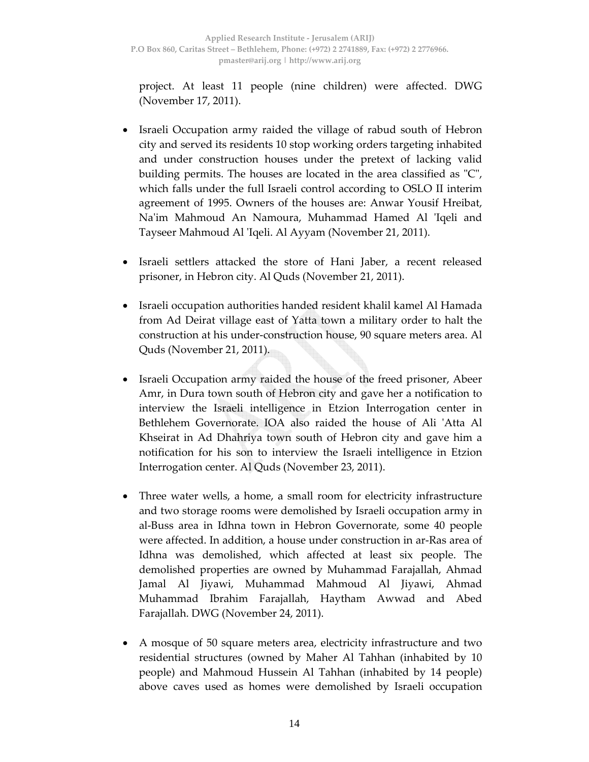project. At least 11 people (nine children) were affected. DWG (November 17, 2011).

- Israeli Occupation army raided the village of rabud south of Hebron city and served its residents 10 stop working orders targeting inhabited and under construction houses under the pretext of lacking valid building permits. The houses are located in the area classified as "C", which falls under the full Israeli control according to OSLO II interim agreement of 1995. Owners of the houses are: Anwar Yousif Hreibat, Na'im Mahmoud An Namoura, Muhammad Hamed Al 'Iqeli and Tayseer Mahmoud Al 'Iqeli. Al Ayyam (November 21, 2011).

- Israeli settlers attacked the store of Hani Jaber, a recent released prisoner, in Hebron city. Al Quds (November 21, 2011).

- Israeli occupation authorities handed resident khalil kamel Al Hamada from Ad Deirat village east of Yatta town a military order to halt the construction at his under-construction house, 90 square meters area. Al Quds (November 21, 2011).

- Israeli Occupation army raided the house of the freed prisoner, Abeer Amr, in Dura town south of Hebron city and gave her a notification to interview the Israeli intelligence in Etzion Interrogation center in Bethlehem Governorate. IOA also raided the house of Ali 'Atta Al Khseirat in Ad Dhahriya town south of Hebron city and gave him a notification for his son to interview the Israeli intelligence in Etzion Interrogation center. Al Quds (November 23, 2011).

- Three water wells, a home, a small room for electricity infrastructure and two storage rooms were demolished by Israeli occupation army in al-Buss area in Idhna town in Hebron Governorate, some 40 people were affected. In addition, a house under construction in ar-Ras area of Idhna was demolished, which affected at least six people. The demolished properties are owned by Muhammad Farajallah, Ahmad Jamal Al Jiyawi, Muhammad Mahmoud Al Jiyawi, Ahmad Muhammad Ibrahim Farajallah, Haytham Awwad and Abed Farajallah. DWG (November 24, 2011).

- A mosque of 50 square meters area, electricity infrastructure and two residential structures (owned by Maher Al Tahhan (inhabited by 10 people) and Mahmoud Hussein Al Tahhan (inhabited by 14 people) above caves used as homes were demolished by Israeli occupation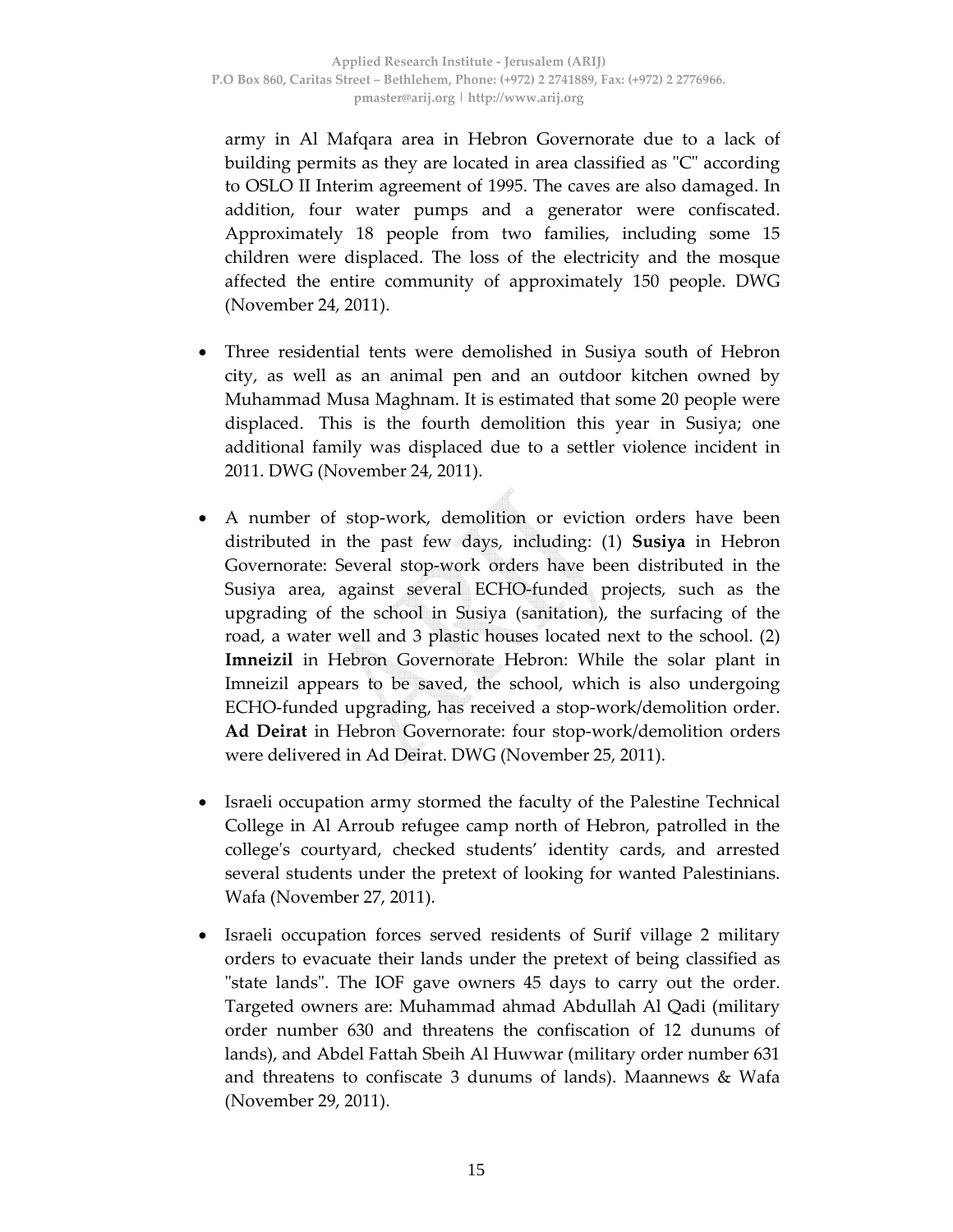army in Al Mafqara area in Hebron Governorate due to a lack of building permits as they are located in area classified as "C" according to OSLO II Interim agreement of 1995. The caves are also damaged. In addition, four water pumps and a generator were confiscated. Approximately 18 people from two families, including some 15 children were displaced. The loss of the electricity and the mosque affected the entire community of approximately 150 people. DWG (November 24, 2011).

- Three residential tents were demolished in Susiya south of Hebron city, as well as an animal pen and an outdoor kitchen owned by Muhammad Musa Maghnam. It is estimated that some 20 people were displaced. This is the fourth demolition this year in Susiya; one additional family was displaced due to a settler violence incident in 2011. DWG (November 24, 2011).

- A number of stop-work, demolition or eviction orders have been distributed in the past few days, including: (1) **Susiya** in Hebron Governorate: Several stop-work orders have been distributed in the Susiya area, against several ECHO-funded projects, such as the upgrading of the school in Susiya (sanitation), the surfacing of the road, a water well and 3 plastic houses located next to the school. (2) **Imneizil** in Hebron Governorate Hebron: While the solar plant in Imneizil appears to be saved, the school, which is also undergoing ECHO-funded upgrading, has received a stop-work/demolition order. **Ad Deirat** in Hebron Governorate: four stop-work/demolition orders were delivered in Ad Deirat. DWG (November 25, 2011).

- Israeli occupation army stormed the faculty of the Palestine Technical College in Al Arroub refugee camp north of Hebron, patrolled in the college's courtyard, checked students' identity cards, and arrested several students under the pretext of looking for wanted Palestinians. Wafa (November 27, 2011).

- Israeli occupation forces served residents of Surif village 2 military orders to evacuate their lands under the pretext of being classified as "state lands". The IOF gave owners 45 days to carry out the order. Targeted owners are: Muhammad ahmad Abdullah Al Qadi (military order number 630 and threatens the confiscation of 12 dunums of lands), and Abdel Fattah Sbeih Al Huwwar (military order number 631 and threatens to confiscate 3 dunums of lands). Maannews & Wafa (November 29, 2011).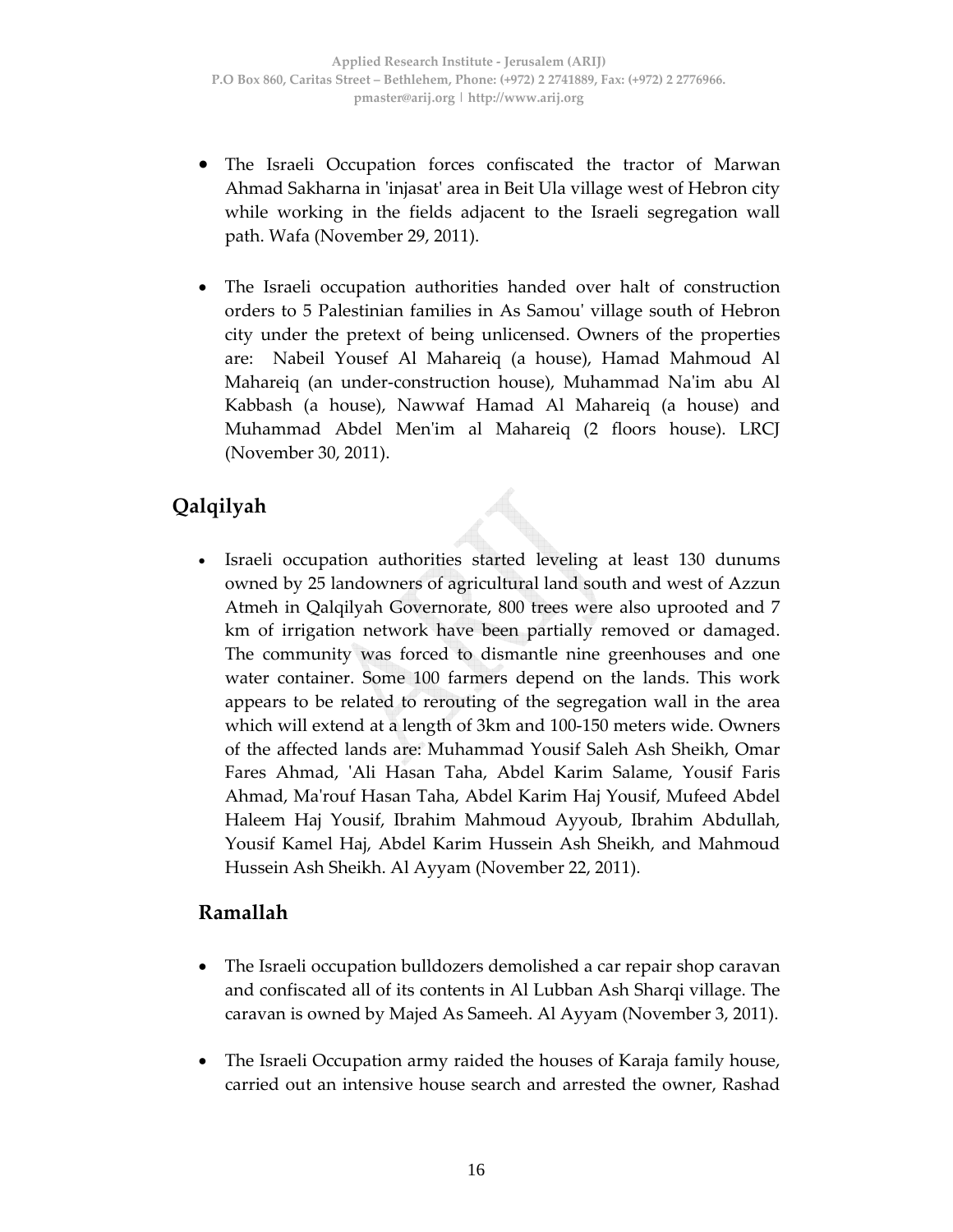- The Israeli Occupation forces confiscated the tractor of Marwan Ahmad Sakharna in 'injasat' area in Beit Ula village west of Hebron city while working in the fields adjacent to the Israeli segregation wall path. Wafa (November 29, 2011).

- The Israeli occupation authorities handed over halt of construction orders to 5 Palestinian families in As Samou' village south of Hebron city under the pretext of being unlicensed. Owners of the properties are: Nabeil Yousef Al Mahareiq (a house), Hamad Mahmoud Al Mahareiq (an under-construction house), Muhammad Na'im abu Al Kabbash (a house), Nawwaf Hamad Al Mahareiq (a house) and Muhammad Abdel Men'im al Mahareiq (2 floors house). LRCJ (November 30, 2011).

## Qalqilyah

- Israeli occupation authorities started leveling at least 130 dunums owned by 25 landowners of agricultural land south and west of Azzun Atmeh in Qalqilyah Governorate, 800 trees were also uprooted and 7 km of irrigation network have been partially removed or damaged. The community was forced to dismantle nine greenhouses and one water container. Some 100 farmers depend on the lands. This work appears to be related to rerouting of the segregation wall in the area which will extend at a length of 3km and 100-150 meters wide. Owners of the affected lands are: Muhammad Yousif Saleh Ash Sheikh, Omar Fares Ahmad, 'Ali Hasan Taha, Abdel Karim Salame, Yousif Faris Ahmad, Ma'rouf Hasan Taha, Abdel Karim Haj Yousif, Mufeed Abdel Haleem Haj Yousif, Ibrahim Mahmoud Ayyoub, Ibrahim Abdullah, Yousif Kamel Haj, Abdel Karim Hussein Ash Sheikh, and Mahmoud Hussein Ash Sheikh. Al Ayyam (November 22, 2011).

## Ramallah

- The Israeli occupation bulldozers demolished a car repair shop caravan and confiscated all of its contents in Al Lubban Ash Sharqi village. The caravan is owned by Majed As Sameeh. Al Ayyam (November 3, 2011).

- The Israeli Occupation army raided the houses of Karaja family house, carried out an intensive house search and arrested the owner, Rashad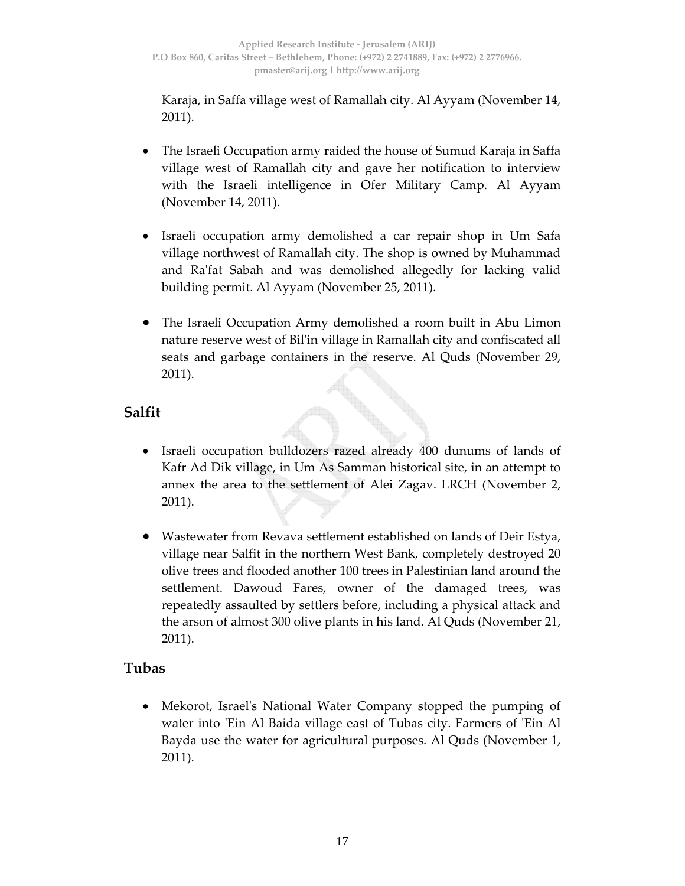Karaja, in Saffa village west of Ramallah city. Al Ayyam (November 14, 2011).

- The Israeli Occupation army raided the house of Sumud Karaja in Saffa village west of Ramallah city and gave her notification to interview with the Israeli intelligence in Ofer Military Camp. Al Ayyam (November 14, 2011).

- Israeli occupation army demolished a car repair shop in Um Safa village northwest of Ramallah city. The shop is owned by Muhammad and Ra'fat Sabah and was demolished allegedly for lacking valid building permit. Al Ayyam (November 25, 2011).

- The Israeli Occupation Army demolished a room built in Abu Limon nature reserve west of Bil'in village in Ramallah city and confiscated all seats and garbage containers in the reserve. Al Quds (November 29, 2011).

## Salfit

- Israeli occupation bulldozers razed already 400 dunums of lands of Kafr Ad Dik village, in Um As Samman historical site, in an attempt to annex the area to the settlement of Alei Zagav. LRCH (November 2, 2011).

- Wastewater from Revava settlement established on lands of Deir Estya, village near Salfit in the northern West Bank, completely destroyed 20 olive trees and flooded another 100 trees in Palestinian land around the settlement. Dawoud Fares, owner of the damaged trees, was repeatedly assaulted by settlers before, including a physical attack and the arson of almost 300 olive plants in his land. Al Quds (November 21, 2011).

## Tubas

- Mekorot, Israel's National Water Company stopped the pumping of water into 'Ein Al Baida village east of Tubas city. Farmers of 'Ein Al Bayda use the water for agricultural purposes. Al Quds (November 1, 2011).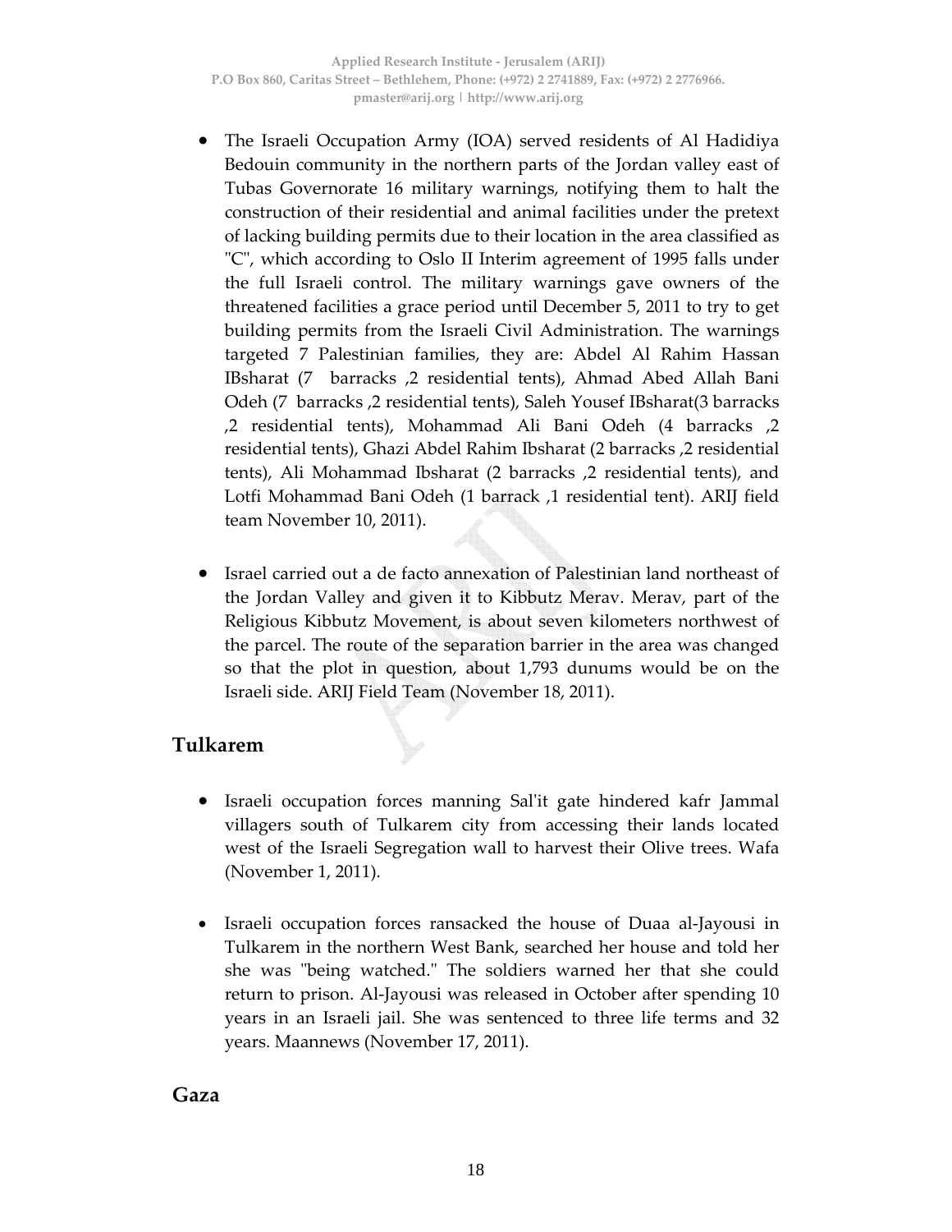- The Israeli Occupation Army (IOA) served residents of Al Hadidiya Bedouin community in the northern parts of the Jordan valley east of Tubas Governorate 16 military warnings, notifying them to halt the construction of their residential and animal facilities under the pretext of lacking building permits due to their location in the area classified as "C", which according to Oslo II Interim agreement of 1995 falls under the full Israeli control. The military warnings gave owners of the threatened facilities a grace period until December 5, 2011 to try to get building permits from the Israeli Civil Administration. The warnings targeted 7 Palestinian families, they are: Abdel Al Rahim Hassan IBsharat (7 barracks ,2 residential tents), Ahmad Abed Allah Bani Odeh (7 barracks ,2 residential tents), Saleh Yousef IBsharat(3 barracks ,2 residential tents), Mohammad Ali Bani Odeh (4 barracks ,2 residential tents), Ghazi Abdel Rahim Ibsharat (2 barracks ,2 residential tents), Ali Mohammad Ibsharat (2 barracks ,2 residential tents), and Lotfi Mohammad Bani Odeh (1 barrack ,1 residential tent). ARIJ field team November 10, 2011).

- Israel carried out a de facto annexation of Palestinian land northeast of the Jordan Valley and given it to Kibbutz Merav. Merav, part of the Religious Kibbutz Movement, is about seven kilometers northwest of the parcel. The route of the separation barrier in the area was changed so that the plot in question, about 1,793 dunums would be on the Israeli side. ARIJ Field Team (November 18, 2011).

## Tulkarem

- Israeli occupation forces manning Sal'it gate hindered kafr Jammal villagers south of Tulkarem city from accessing their lands located west of the Israeli Segregation wall to harvest their Olive trees. Wafa (November 1, 2011).

- Israeli occupation forces ransacked the house of Duaa al-Jayousi in Tulkarem in the northern West Bank, searched her house and told her she was "being watched." The soldiers warned her that she could return to prison. Al-Jayousi was released in October after spending 10 years in an Israeli jail. She was sentenced to three life terms and 32 years. Maannews (November 17, 2011).

## Gaza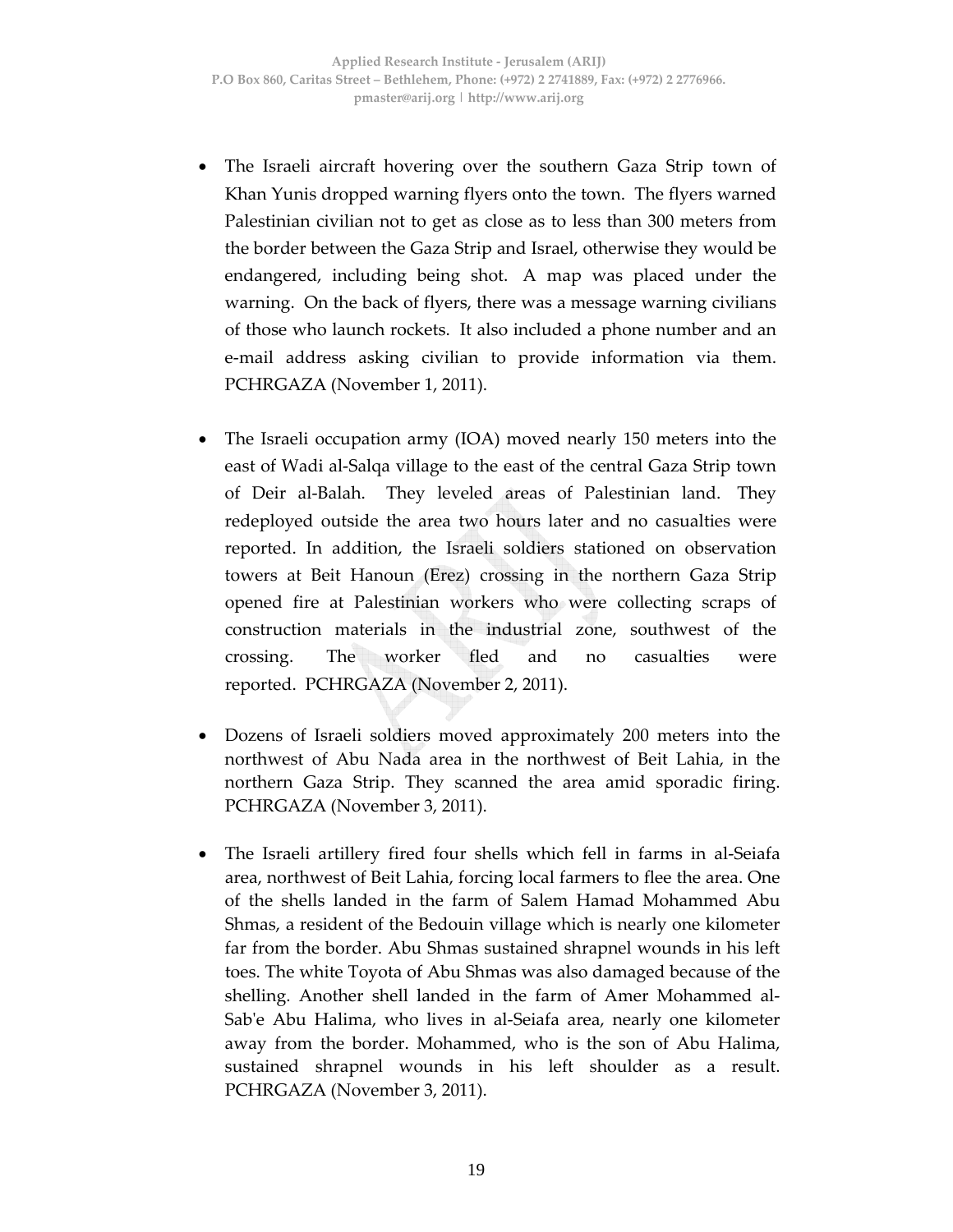- The Israeli aircraft hovering over the southern Gaza Strip town of Khan Yunis dropped warning flyers onto the town. The flyers warned Palestinian civilian not to get as close as to less than 300 meters from the border between the Gaza Strip and Israel, otherwise they would be endangered, including being shot. A map was placed under the warning. On the back of flyers, there was a message warning civilians of those who launch rockets. It also included a phone number and an e-mail address asking civilian to provide information via them. PCHRGAZA (November 1, 2011).

- The Israeli occupation army (IOA) moved nearly 150 meters into the east of Wadi al-Salqa village to the east of the central Gaza Strip town of Deir al-Balah. They leveled areas of Palestinian land. They redeployed outside the area two hours later and no casualties were reported. In addition, the Israeli soldiers stationed on observation towers at Beit Hanoun (Erez) crossing in the northern Gaza Strip opened fire at Palestinian workers who were collecting scraps of construction materials in the industrial zone, southwest of the crossing. The worker fled and no casualties were reported. PCHRGAZA (November 2, 2011).

- Dozens of Israeli soldiers moved approximately 200 meters into the northwest of Abu Nada area in the northwest of Beit Lahia, in the northern Gaza Strip. They scanned the area amid sporadic firing. PCHRGAZA (November 3, 2011).

- The Israeli artillery fired four shells which fell in farms in al-Seiafa area, northwest of Beit Lahia, forcing local farmers to flee the area. One of the shells landed in the farm of Salem Hamad Mohammed Abu Shmas, a resident of the Bedouin village which is nearly one kilometer far from the border. Abu Shmas sustained shrapnel wounds in his left toes. The white Toyota of Abu Shmas was also damaged because of the shelling. Another shell landed in the farm of Amer Mohammed al-Sab'e Abu Halima, who lives in al-Seiafa area, nearly one kilometer away from the border. Mohammed, who is the son of Abu Halima, sustained shrapnel wounds in his left shoulder as a result. PCHRGAZA (November 3, 2011).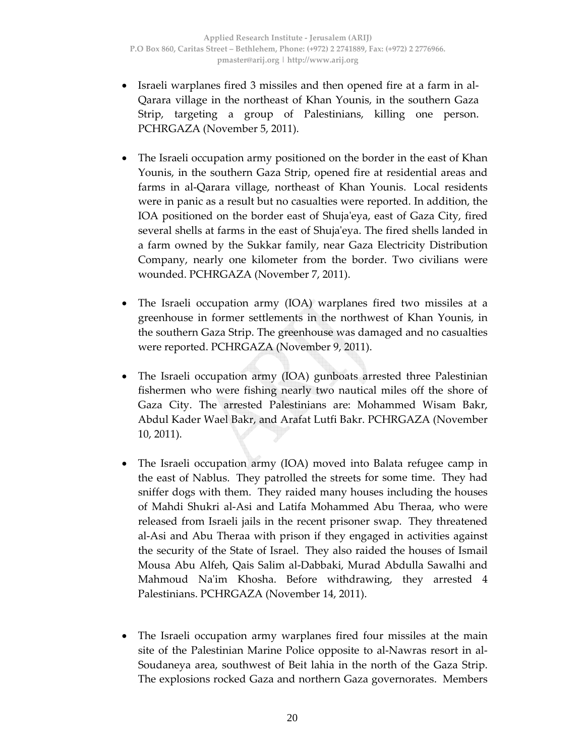- Israeli warplanes fired 3 missiles and then opened fire at a farm in al-Qarara village in the northeast of Khan Younis, in the southern Gaza Strip, targeting a group of Palestinians, killing one person. PCHRGAZA (November 5, 2011).

- The Israeli occupation army positioned on the border in the east of Khan Younis, in the southern Gaza Strip, opened fire at residential areas and farms in al-Qarara village, northeast of Khan Younis. Local residents were in panic as a result but no casualties were reported. In addition, the IOA positioned on the border east of Shuja'eya, east of Gaza City, fired several shells at farms in the east of Shuja'eya. The fired shells landed in a farm owned by the Sukkar family, near Gaza Electricity Distribution Company, nearly one kilometer from the border. Two civilians were wounded. PCHRGAZA (November 7, 2011).

- The Israeli occupation army (IOA) warplanes fired two missiles at a greenhouse in former settlements in the northwest of Khan Younis, in the southern Gaza Strip. The greenhouse was damaged and no casualties were reported. PCHRGAZA (November 9, 2011).

- The Israeli occupation army (IOA) gunboats arrested three Palestinian fishermen who were fishing nearly two nautical miles off the shore of Gaza City. The arrested Palestinians are: Mohammed Wisam Bakr, Abdul Kader Wael Bakr, and Arafat Lutfi Bakr. PCHRGAZA (November 10, 2011).

- The Israeli occupation army (IOA) moved into Balata refugee camp in the east of Nablus. They patrolled the streets for some time. They had sniffer dogs with them. They raided many houses including the houses of Mahdi Shukri al-Asi and Latifa Mohammed Abu Theraa, who were released from Israeli jails in the recent prisoner swap. They threatened al-Asi and Abu Theraa with prison if they engaged in activities against the security of the State of Israel. They also raided the houses of Ismail Mousa Abu Alfeh, Qais Salim al-Dabbaki, Murad Abdulla Sawalhi and Mahmoud Na'im Khosha. Before withdrawing, they arrested 4 Palestinians. PCHRGAZA (November 14, 2011).

- The Israeli occupation army warplanes fired four missiles at the main site of the Palestinian Marine Police opposite to al-Nawras resort in al-Soudaneya area, southwest of Beit lahia in the north of the Gaza Strip. The explosions rocked Gaza and northern Gaza governorates. Members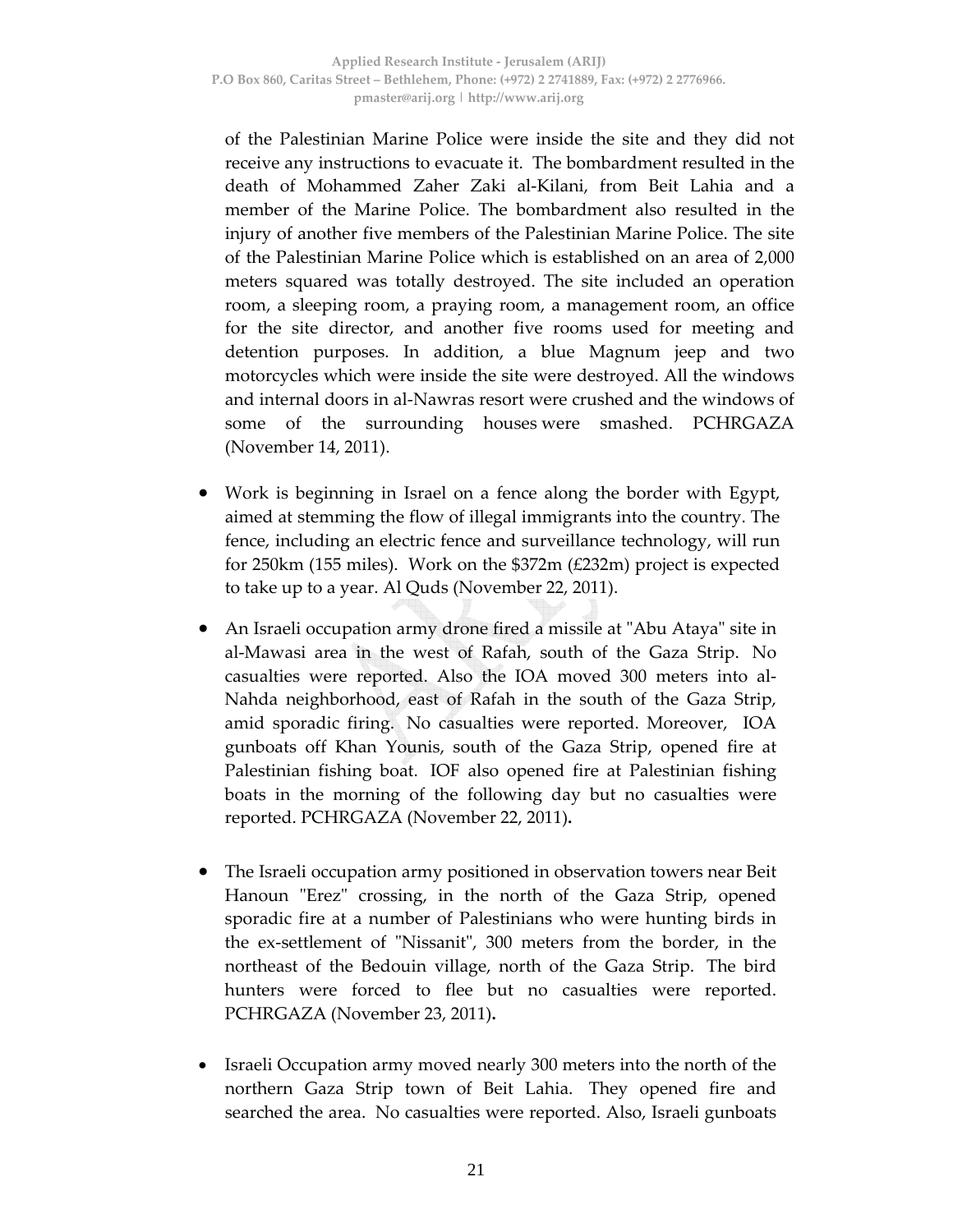of the Palestinian Marine Police were inside the site and they did not receive any instructions to evacuate it. The bombardment resulted in the death of Mohammed Zaher Zaki al-Kilani, from Beit Lahia and a member of the Marine Police. The bombardment also resulted in the injury of another five members of the Palestinian Marine Police. The site of the Palestinian Marine Police which is established on an area of 2,000 meters squared was totally destroyed. The site included an operation room, a sleeping room, a praying room, a management room, an office for the site director, and another five rooms used for meeting and detention purposes. In addition, a blue Magnum jeep and two motorcycles which were inside the site were destroyed. All the windows and internal doors in al-Nawras resort were crushed and the windows of some of the surrounding houses were smashed. PCHRGAZA (November 14, 2011).

- Work is beginning in Israel on a fence along the border with Egypt, aimed at stemming the flow of illegal immigrants into the country. The fence, including an electric fence and surveillance technology, will run for 250km (155 miles). Work on the $372m (£232m) project is expected to take up to a year. Al Quds (November 22, 2011).

- An Israeli occupation army drone fired a missile at "Abu Ataya" site in al-Mawasi area in the west of Rafah, south of the Gaza Strip. No casualties were reported. Also the IOA moved 300 meters into al-Nahda neighborhood, east of Rafah in the south of the Gaza Strip, amid sporadic firing. No casualties were reported. Moreover, IOA gunboats off Khan Younis, south of the Gaza Strip, opened fire at Palestinian fishing boat. IOF also opened fire at Palestinian fishing boats in the morning of the following day but no casualties were reported. PCHRGAZA (November 22, 2011).

- The Israeli occupation army positioned in observation towers near Beit Hanoun "Erez" crossing, in the north of the Gaza Strip, opened sporadic fire at a number of Palestinians who were hunting birds in the ex-settlement of "Nissanit", 300 meters from the border, in the northeast of the Bedouin village, north of the Gaza Strip. The bird hunters were forced to flee but no casualties were reported. PCHRGAZA (November 23, 2011).

- Israeli Occupation army moved nearly 300 meters into the north of the northern Gaza Strip town of Beit Lahia. They opened fire and searched the area. No casualties were reported. Also, Israeli gunboats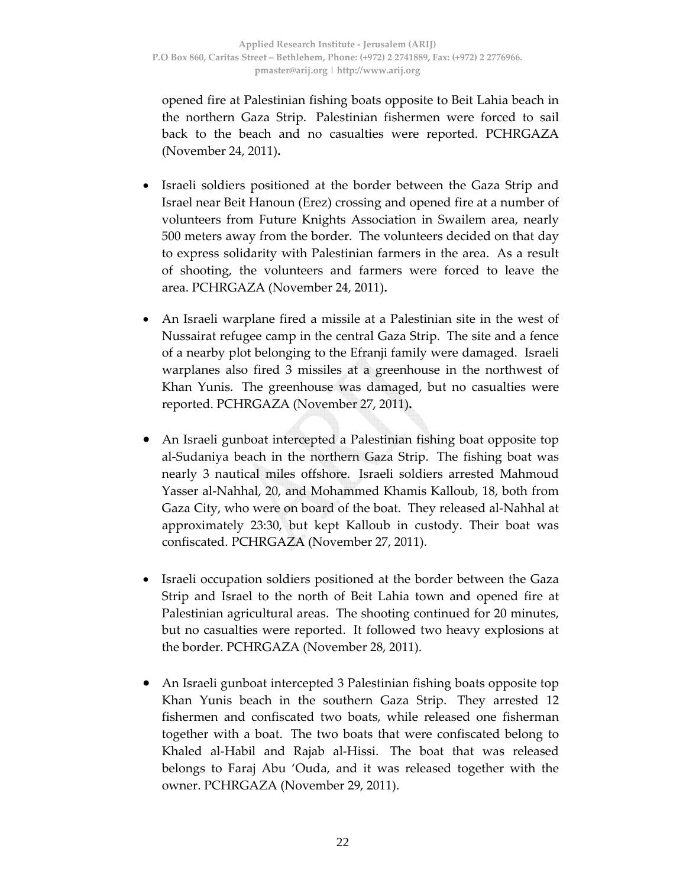opened fire at Palestinian fishing boats opposite to Beit Lahia beach in the northern Gaza Strip. Palestinian fishermen were forced to sail back to the beach and no casualties were reported. PCHRGAZA (November 24, 2011).

- Israeli soldiers positioned at the border between the Gaza Strip and Israel near Beit Hanoun (Erez) crossing and opened fire at a number of volunteers from Future Knights Association in Swailem area, nearly 500 meters away from the border. The volunteers decided on that day to express solidarity with Palestinian farmers in the area. As a result of shooting, the volunteers and farmers were forced to leave the area. PCHRGAZA (November 24, 2011).

- An Israeli warplane fired a missile at a Palestinian site in the west of Nussairat refugee camp in the central Gaza Strip. The site and a fence of a nearby plot belonging to the Efranji family were damaged. Israeli warplanes also fired 3 missiles at a greenhouse in the northwest of Khan Yunis. The greenhouse was damaged, but no casualties were reported. PCHRGAZA (November 27, 2011).

- An Israeli gunboat intercepted a Palestinian fishing boat opposite top al-Sudaniya beach in the northern Gaza Strip. The fishing boat was nearly 3 nautical miles offshore. Israeli soldiers arrested Mahmoud Yasser al-Nahhal, 20, and Mohammed Khamis Kalloub, 18, both from Gaza City, who were on board of the boat. They released al-Nahhal at approximately 23:30, but kept Kalloub in custody. Their boat was confiscated. PCHRGAZA (November 27, 2011).

- Israeli occupation soldiers positioned at the border between the Gaza Strip and Israel to the north of Beit Lahia town and opened fire at Palestinian agricultural areas. The shooting continued for 20 minutes, but no casualties were reported. It followed two heavy explosions at the border. PCHRGAZA (November 28, 2011).

- An Israeli gunboat intercepted 3 Palestinian fishing boats opposite top Khan Yunis beach in the southern Gaza Strip. They arrested 12 fishermen and confiscated two boats, while released one fisherman together with a boat. The two boats that were confiscated belong to Khaled al-Habil and Rajab al-Hissi. The boat that was released belongs to Faraj Abu 'Ouda, and it was released together with the owner. PCHRGAZA (November 29, 2011).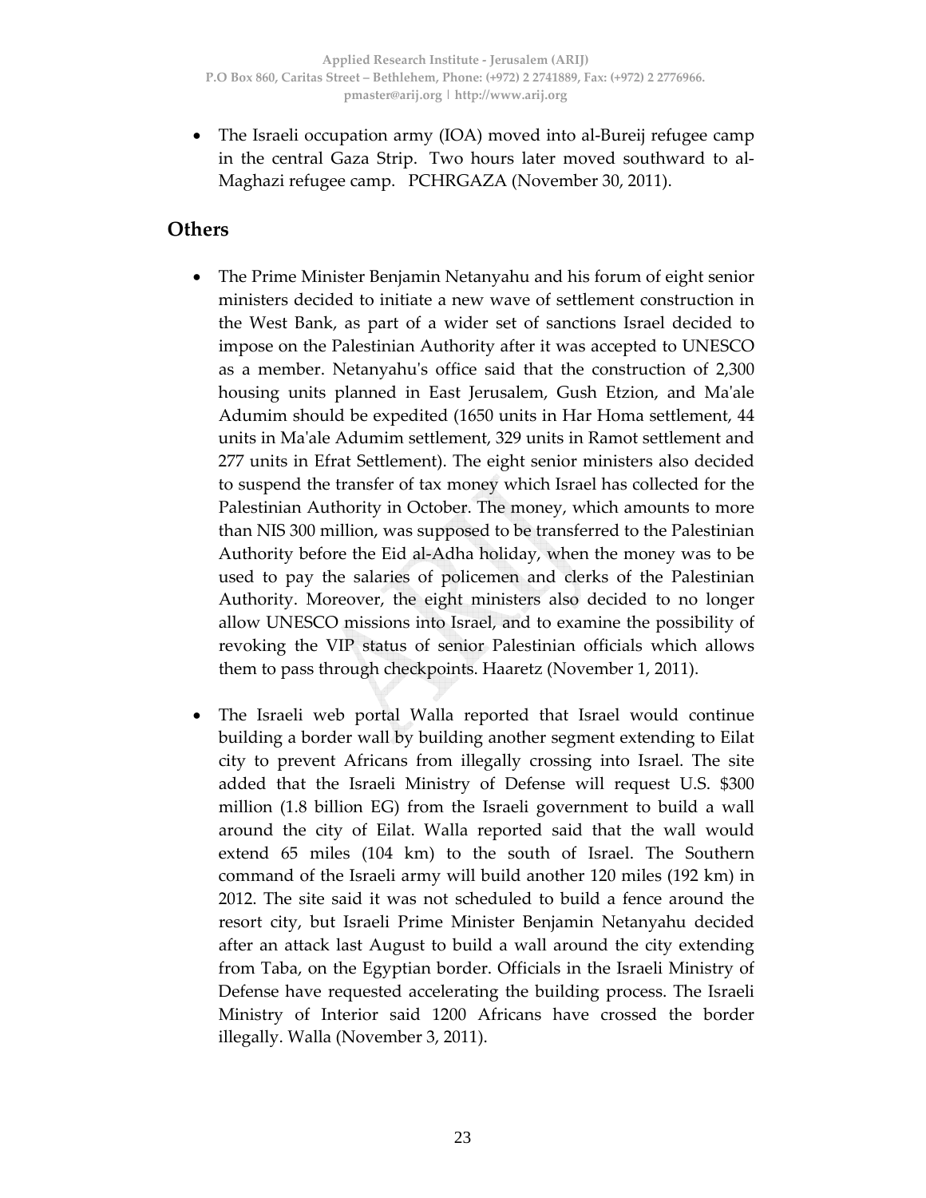- The Israeli occupation army (IOA) moved into al-Bureij refugee camp in the central Gaza Strip. Two hours later moved southward to al-Maghazi refugee camp. PCHRGAZA (November 30, 2011).

## Others

- The Prime Minister Benjamin Netanyahu and his forum of eight senior ministers decided to initiate a new wave of settlement construction in the West Bank, as part of a wider set of sanctions Israel decided to impose on the Palestinian Authority after it was accepted to UNESCO as a member. Netanyahu's office said that the construction of 2,300 housing units planned in East Jerusalem, Gush Etzion, and Ma'ale Adumim should be expedited (1650 units in Har Homa settlement, 44 units in Ma'ale Adumim settlement, 329 units in Ramot settlement and 277 units in Efrat Settlement). The eight senior ministers also decided to suspend the transfer of tax money which Israel has collected for the Palestinian Authority in October. The money, which amounts to more than NIS 300 million, was supposed to be transferred to the Palestinian Authority before the Eid al-Adha holiday, when the money was to be used to pay the salaries of policemen and clerks of the Palestinian Authority. Moreover, the eight ministers also decided to no longer allow UNESCO missions into Israel, and to examine the possibility of revoking the VIP status of senior Palestinian officials which allows them to pass through checkpoints. Haaretz (November 1, 2011).

- The Israeli web portal Walla reported that Israel would continue building a border wall by building another segment extending to Eilat city to prevent Africans from illegally crossing into Israel. The site added that the Israeli Ministry of Defense will request U.S. $300 million (1.8 billion EG) from the Israeli government to build a wall around the city of Eilat. Walla reported said that the wall would extend 65 miles (104 km) to the south of Israel. The Southern command of the Israeli army will build another 120 miles (192 km) in 2012. The site said it was not scheduled to build a fence around the resort city, but Israeli Prime Minister Benjamin Netanyahu decided after an attack last August to build a wall around the city extending from Taba, on the Egyptian border. Officials in the Israeli Ministry of Defense have requested accelerating the building process. The Israeli Ministry of Interior said 1200 Africans have crossed the border illegally. Walla (November 3, 2011).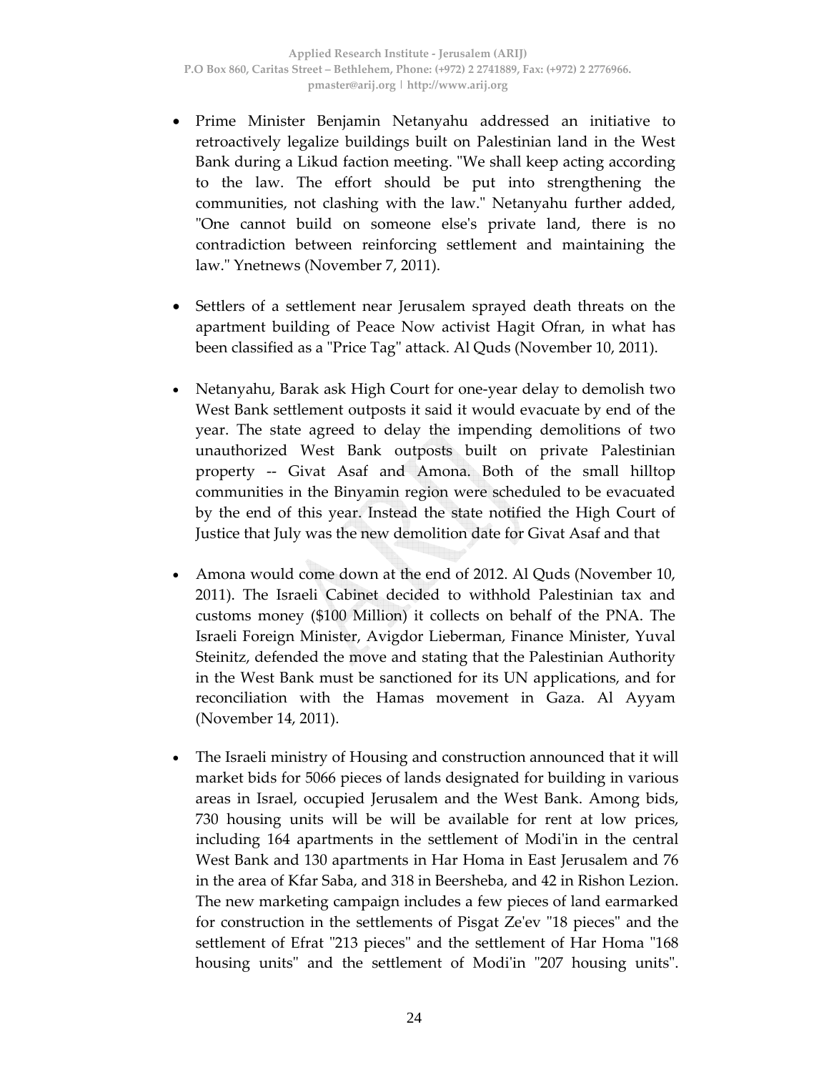- Prime Minister Benjamin Netanyahu addressed an initiative to retroactively legalize buildings built on Palestinian land in the West Bank during a Likud faction meeting. "We shall keep acting according to the law. The effort should be put into strengthening the communities, not clashing with the law." Netanyahu further added, "One cannot build on someone else's private land, there is no contradiction between reinforcing settlement and maintaining the law." Ynetnews (November 7, 2011).

- Settlers of a settlement near Jerusalem sprayed death threats on the apartment building of Peace Now activist Hagit Ofran, in what has been classified as a "Price Tag" attack. Al Quds (November 10, 2011).

- Netanyahu, Barak ask High Court for one-year delay to demolish two West Bank settlement outposts it said it would evacuate by end of the year. The state agreed to delay the impending demolitions of two unauthorized West Bank outposts built on private Palestinian property -- Givat Asaf and Amona. Both of the small hilltop communities in the Binyamin region were scheduled to be evacuated by the end of this year. Instead the state notified the High Court of Justice that July was the new demolition date for Givat Asaf and that

- Amona would come down at the end of 2012. Al Quds (November 10, 2011). The Israeli Cabinet decided to withhold Palestinian tax and customs money ($100 Million) it collects on behalf of the PNA. The Israeli Foreign Minister, Avigdor Lieberman, Finance Minister, Yuval Steinitz, defended the move and stating that the Palestinian Authority in the West Bank must be sanctioned for its UN applications, and for reconciliation with the Hamas movement in Gaza. Al Ayyam (November 14, 2011).

- The Israeli ministry of Housing and construction announced that it will market bids for 5066 pieces of lands designated for building in various areas in Israel, occupied Jerusalem and the West Bank. Among bids, 730 housing units will be will be available for rent at low prices, including 164 apartments in the settlement of Modi'in in the central West Bank and 130 apartments in Har Homa in East Jerusalem and 76 in the area of Kfar Saba, and 318 in Beersheba, and 42 in Rishon Lezion. The new marketing campaign includes a few pieces of land earmarked for construction in the settlements of Pisgat Ze'ev "18 pieces" and the settlement of Efrat "213 pieces" and the settlement of Har Homa "168 housing units" and the settlement of Modi'in "207 housing units".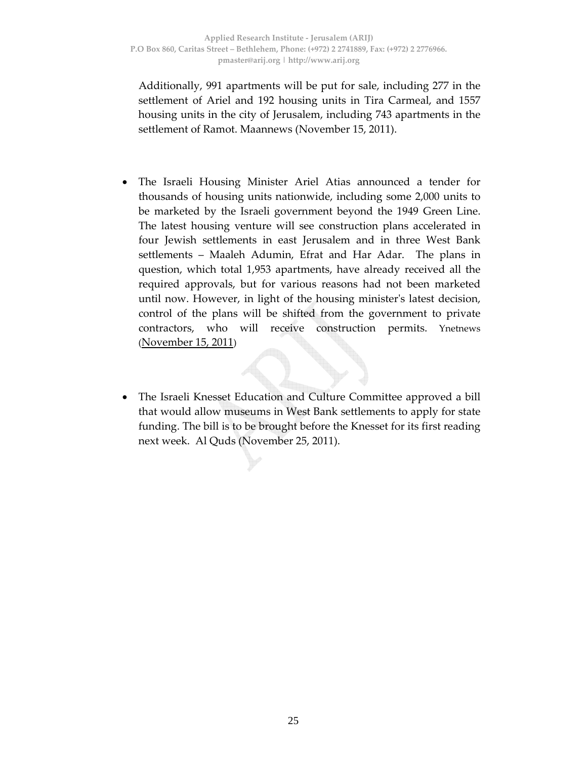Additionally, 991 apartments will be put for sale, including 277 in the settlement of Ariel and 192 housing units in Tira Carmeal, and 1557 housing units in the city of Jerusalem, including 743 apartments in the settlement of Ramot. Maannews (November 15, 2011).

- The Israeli Housing Minister Ariel Atias announced a tender for thousands of housing units nationwide, including some 2,000 units to be marketed by the Israeli government beyond the 1949 Green Line. The latest housing venture will see construction plans accelerated in four Jewish settlements in east Jerusalem and in three West Bank settlements – Maaleh Adumin, Efrat and Har Adar. The plans in question, which total 1,953 apartments, have already received all the required approvals, but for various reasons had not been marketed until now. However, in light of the housing minister's latest decision, control of the plans will be shifted from the government to private contractors, who will receive construction permits. Ynetnews (November 15, 2011)

- The Israeli Knesset Education and Culture Committee approved a bill that would allow museums in West Bank settlements to apply for state funding. The bill is to be brought before the Knesset for its first reading next week. Al Quds (November 25, 2011).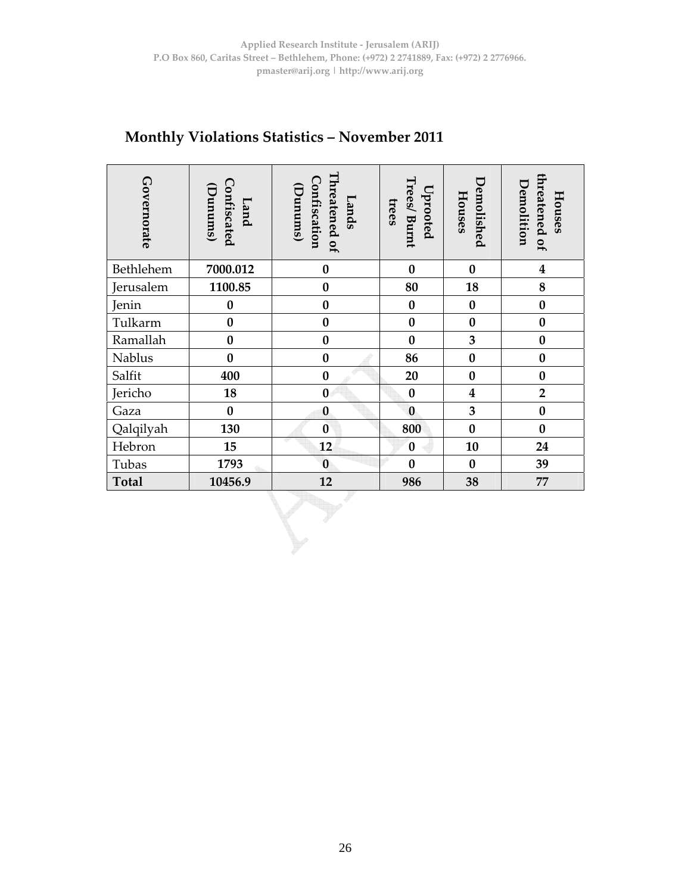## Monthly Violations Statistics – November 2011

| Governorate | Land Confiscated (Dunums) | Lands Threatened of Confiscation (Dunums) | Uprooted Trees/ Burnt trees | Demolished Houses | Houses threatened of Demolition |
|---|---|---|---|---|---|
| Bethlehem | **7000.012** | **0** | **0** | **0** | **4** |
| Jerusalem | **1100.85** | **0** | **80** | **18** | **8** |
| Jenin | **0** | **0** | **0** | **0** | **0** |
| Tulkarm | **0** | **0** | **0** | **0** | **0** |
| Ramallah | **0** | **0** | **0** | **3** | **0** |
| Nablus | **0** | **0** | **86** | **0** | **0** |
| Salfit | **400** | **0** | **20** | **0** | **0** |
| Jericho | **18** | **0** | **0** | **4** | **2** |
| Gaza | **0** | **0** | **0** | **3** | **0** |
| Qalqilyah | **130** | **0** | **800** | **0** | **0** |
| Hebron | **15** | **12** | **0** | **10** | **24** |
| Tubas | **1793** | **0** | **0** | **0** | **39** |
| **Total** | **10456.9** | **12** | **986** | **38** | **77** |